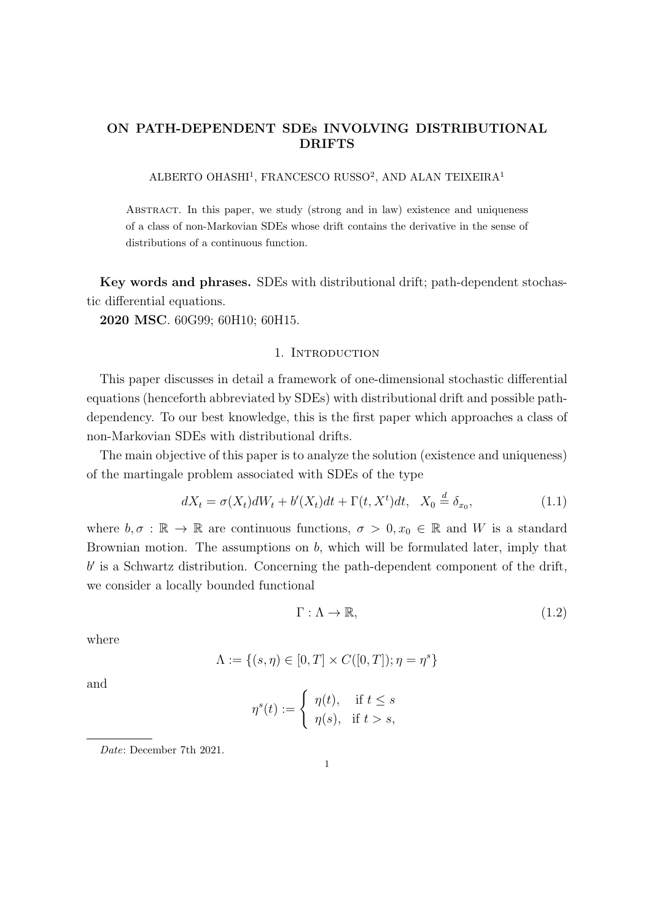# ON PATH-DEPENDENT SDEs INVOLVING DISTRIBUTIONAL DRIFTS

ALBERTO OHASHI[1], FRANCESCO RUSSO[2], AND ALAN TEIXEIRA[1]

Abstract. In this paper, we study (strong and in law) existence and uniqueness of a class of non-Markovian SDEs whose drift contains the derivative in the sense of distributions of a continuous function.

**Key words and phrases.** SDEs with distributional drift; path-dependent stochastic differential equations.

**2020 MSC**. 60G99; 60H10; 60H15.

## 1. Introduction

This paper discusses in detail a framework of one-dimensional stochastic differential equations (henceforth abbreviated by SDEs) with distributional drift and possible path-dependency. To our best knowledge, this is the first paper which approaches a class of non-Markovian SDEs with distributional drifts.

The main objective of this paper is to analyze the solution (existence and uniqueness) of the martingale problem associated with SDEs of the type

$$dX_t = \sigma(X_t)dW_t + b'(X_t)dt + \Gamma(t, X^t)dt, \quad X_0 \stackrel{d}{=} \delta_{x_0}, \tag{1.1}$$

where $b, \sigma : \mathbb{R} \to \mathbb{R}$ are continuous functions, $\sigma > 0, x_0 \in \mathbb{R}$ and $W$ is a standard Brownian motion. The assumptions on $b$, which will be formulated later, imply that $b'$ is a Schwartz distribution. Concerning the path-dependent component of the drift, we consider a locally bounded functional

$$\Gamma : \Lambda \to \mathbb{R}, \tag{1.2}$$

where

$$\Lambda := \{(s, \eta) \in [0, T] \times C([0, T]); \eta = \eta^s\}$$

and

$$\eta^s(t) := \begin{cases} \eta(t), & \text{if } t \leq s \\ \eta(s), & \text{if } t > s, \end{cases}$$

*Date*: December 7th 2021.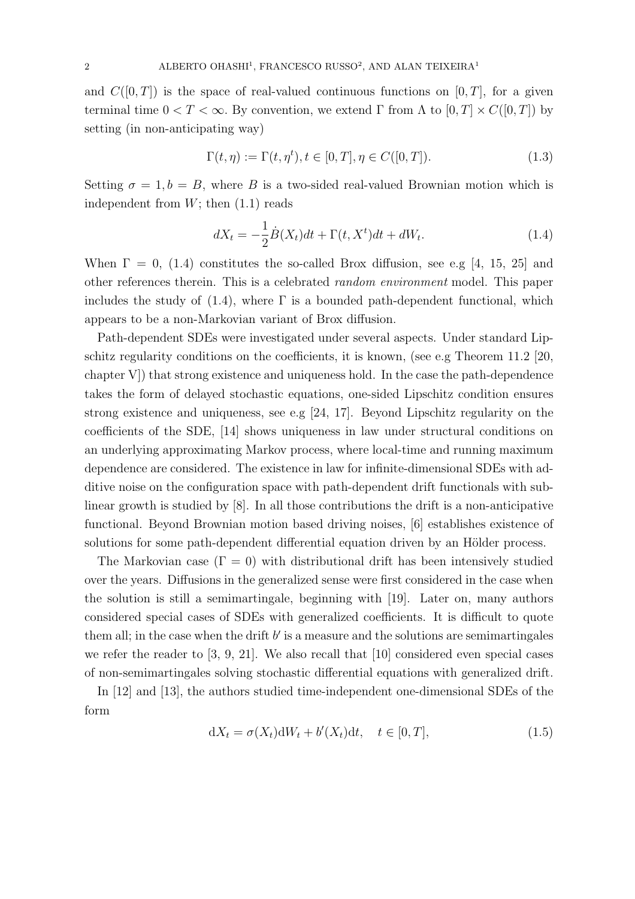and $C([0,T])$ is the space of real-valued continuous functions on $[0,T]$, for a given terminal time $0 < T < \infty$. By convention, we extend $\Gamma$ from $\Lambda$ to $[0,T] \times C([0,T])$ by setting (in non-anticipating way)

$$\Gamma(t,\eta) := \Gamma(t,\eta^t), t \in [0,T], \eta \in C([0,T]). \tag{1.3}$$

Setting $\sigma = 1, b = B$, where $B$ is a two-sided real-valued Brownian motion which is independent from $W$; then (1.1) reads

$$dX_t = -\frac{1}{2}\dot{B}(X_t)dt + \Gamma(t,X^t)dt + dW_t. \tag{1.4}$$

When $\Gamma = 0$, (1.4) constitutes the so-called Brox diffusion, see e.g [4, 15, 25] and other references therein. This is a celebrated *random environment* model. This paper includes the study of (1.4), where $\Gamma$ is a bounded path-dependent functional, which appears to be a non-Markovian variant of Brox diffusion.

Path-dependent SDEs were investigated under several aspects. Under standard Lipschitz regularity conditions on the coefficients, it is known, (see e.g Theorem 11.2 [20, chapter V]) that strong existence and uniqueness hold. In the case the path-dependence takes the form of delayed stochastic equations, one-sided Lipschitz condition ensures strong existence and uniqueness, see e.g [24, 17]. Beyond Lipschitz regularity on the coefficients of the SDE, [14] shows uniqueness in law under structural conditions on an underlying approximating Markov process, where local-time and running maximum dependence are considered. The existence in law for infinite-dimensional SDEs with additive noise on the configuration space with path-dependent drift functionals with sublinear growth is studied by [8]. In all those contributions the drift is a non-anticipative functional. Beyond Brownian motion based driving noises, [6] establishes existence of solutions for some path-dependent differential equation driven by an Hölder process.

The Markovian case ($\Gamma = 0$) with distributional drift has been intensively studied over the years. Diffusions in the generalized sense were first considered in the case when the solution is still a semimartingale, beginning with [19]. Later on, many authors considered special cases of SDEs with generalized coefficients. It is difficult to quote them all; in the case when the drift $b'$ is a measure and the solutions are semimartingales we refer the reader to [3, 9, 21]. We also recall that [10] considered even special cases of non-semimartingales solving stochastic differential equations with generalized drift.

In [12] and [13], the authors studied time-independent one-dimensional SDEs of the form

$$\mathrm{d}X_t = \sigma(X_t)\mathrm{d}W_t + b'(X_t)\mathrm{d}t, \quad t \in [0,T], \tag{1.5}$$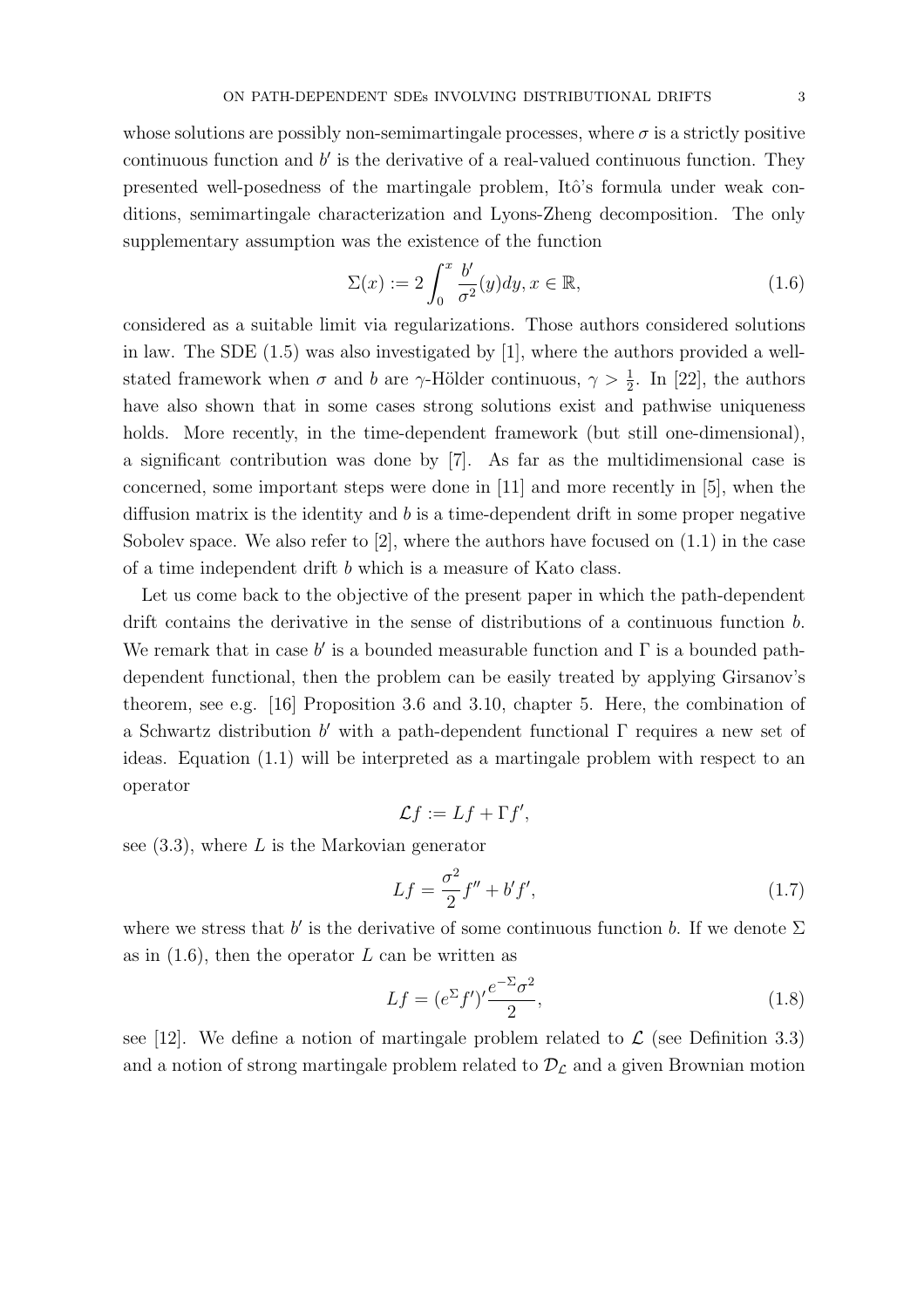whose solutions are possibly non-semimartingale processes, where $\sigma$ is a strictly positive continuous function and $b'$ is the derivative of a real-valued continuous function. They presented well-posedness of the martingale problem, Itô's formula under weak conditions, semimartingale characterization and Lyons-Zheng decomposition. The only supplementary assumption was the existence of the function

$$\Sigma(x) := 2\int_0^x \frac{b'}{\sigma^2}(y)dy, x \in \mathbb{R}, \tag{1.6}$$

considered as a suitable limit via regularizations. Those authors considered solutions in law. The SDE (1.5) was also investigated by [1], where the authors provided a well-stated framework when $\sigma$ and $b$ are $\gamma$-Hölder continuous, $\gamma > \frac{1}{2}$. In [22], the authors have also shown that in some cases strong solutions exist and pathwise uniqueness holds. More recently, in the time-dependent framework (but still one-dimensional), a significant contribution was done by [7]. As far as the multidimensional case is concerned, some important steps were done in [11] and more recently in [5], when the diffusion matrix is the identity and $b$ is a time-dependent drift in some proper negative Sobolev space. We also refer to [2], where the authors have focused on (1.1) in the case of a time independent drift $b$ which is a measure of Kato class.

Let us come back to the objective of the present paper in which the path-dependent drift contains the derivative in the sense of distributions of a continuous function $b$. We remark that in case $b'$ is a bounded measurable function and $\Gamma$ is a bounded path-dependent functional, then the problem can be easily treated by applying Girsanov's theorem, see e.g. [16] Proposition 3.6 and 3.10, chapter 5. Here, the combination of a Schwartz distribution $b'$ with a path-dependent functional $\Gamma$ requires a new set of ideas. Equation (1.1) will be interpreted as a martingale problem with respect to an operator

$$\mathcal{L}f := Lf + \Gamma f',$$

see (3.3), where $L$ is the Markovian generator

$$Lf = \frac{\sigma^2}{2}f'' + b'f', \tag{1.7}$$

where we stress that $b'$ is the derivative of some continuous function $b$. If we denote $\Sigma$ as in (1.6), then the operator $L$ can be written as

$$Lf = (e^{\Sigma}f')'\frac{e^{-\Sigma}\sigma^2}{2}, \tag{1.8}$$

see [12]. We define a notion of martingale problem related to $\mathcal{L}$ (see Definition 3.3) and a notion of strong martingale problem related to $\mathcal{D}_{\mathcal{L}}$ and a given Brownian motion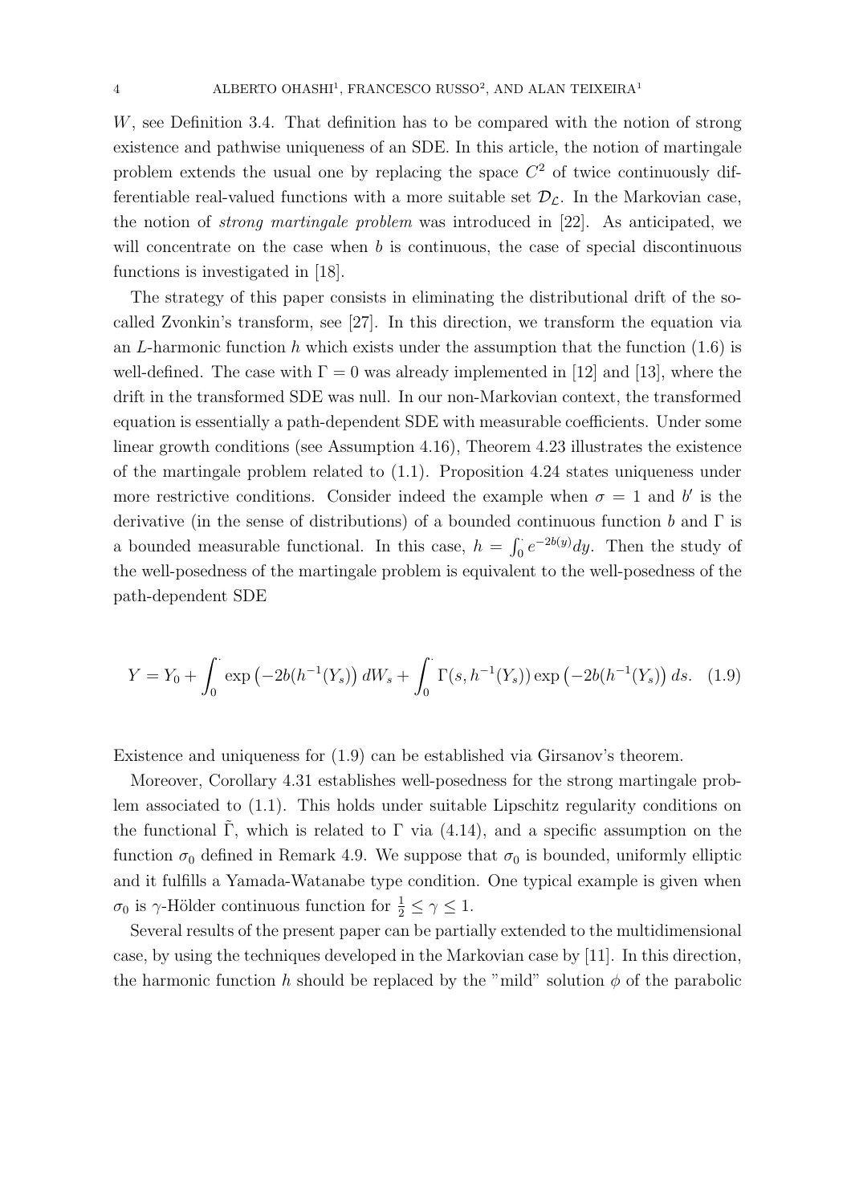$W$, see Definition 3.4. That definition has to be compared with the notion of strong existence and pathwise uniqueness of an SDE. In this article, the notion of martingale problem extends the usual one by replacing the space $C^2$ of twice continuously differentiable real-valued functions with a more suitable set $\mathcal{D}_{\mathcal{L}}$. In the Markovian case, the notion of *strong martingale problem* was introduced in [22]. As anticipated, we will concentrate on the case when $b$ is continuous, the case of special discontinuous functions is investigated in [18].

The strategy of this paper consists in eliminating the distributional drift of the so-called Zvonkin's transform, see [27]. In this direction, we transform the equation via an $L$-harmonic function $h$ which exists under the assumption that the function (1.6) is well-defined. The case with $\Gamma = 0$ was already implemented in [12] and [13], where the drift in the transformed SDE was null. In our non-Markovian context, the transformed equation is essentially a path-dependent SDE with measurable coefficients. Under some linear growth conditions (see Assumption 4.16), Theorem 4.23 illustrates the existence of the martingale problem related to (1.1). Proposition 4.24 states uniqueness under more restrictive conditions. Consider indeed the example when $\sigma = 1$ and $b'$ is the derivative (in the sense of distributions) of a bounded continuous function $b$ and $\Gamma$ is a bounded measurable functional. In this case, $h = \int_0^{\cdot} e^{-2b(y)}dy$. Then the study of the well-posedness of the martingale problem is equivalent to the well-posedness of the path-dependent SDE

$$
Y = Y_0 + \int_0^{\cdot} \exp\left(-2b(h^{-1}(Y_s)\right) dW_s + \int_0^{\cdot} \Gamma(s, h^{-1}(Y_s)) \exp\left(-2b(h^{-1}(Y_s)\right) ds. \quad (1.9)
$$

Existence and uniqueness for (1.9) can be established via Girsanov's theorem.

Moreover, Corollary 4.31 establishes well-posedness for the strong martingale problem associated to (1.1). This holds under suitable Lipschitz regularity conditions on the functional $\tilde{\Gamma}$, which is related to $\Gamma$ via (4.14), and a specific assumption on the function $\sigma_0$ defined in Remark 4.9. We suppose that $\sigma_0$ is bounded, uniformly elliptic and it fulfills a Yamada-Watanabe type condition. One typical example is given when $\sigma_0$ is $\gamma$-Hölder continuous function for $\frac{1}{2} \leq \gamma \leq 1$.

Several results of the present paper can be partially extended to the multidimensional case, by using the techniques developed in the Markovian case by [11]. In this direction, the harmonic function $h$ should be replaced by the "mild" solution $\phi$ of the parabolic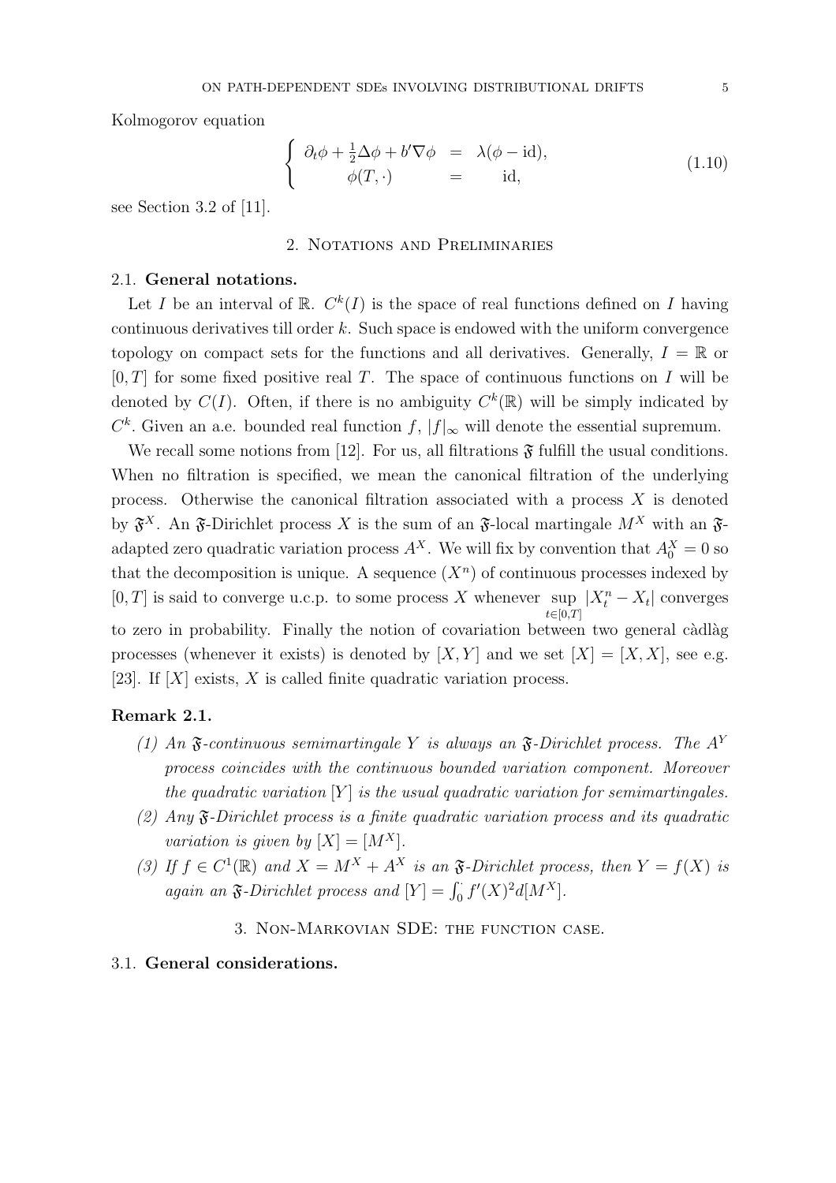Kolmogorov equation

$$
\left\{
\begin{array}{rcl}
\partial_t \phi + \frac{1}{2}\Delta\phi + b'\nabla\phi & = & \lambda(\phi - \mathrm{id}), \\
\phi(T,\cdot) & = & \mathrm{id},
\end{array}
\right.
\tag{1.10}
$$

see Section 3.2 of [11].

## 2. Notations and Preliminaries

### 2.1. General notations.

Let $I$ be an interval of $\mathbb{R}$. $C^k(I)$ is the space of real functions defined on $I$ having continuous derivatives till order $k$. Such space is endowed with the uniform convergence topology on compact sets for the functions and all derivatives. Generally, $I = \mathbb{R}$ or $[0,T]$ for some fixed positive real $T$. The space of continuous functions on $I$ will be denoted by $C(I)$. Often, if there is no ambiguity $C^k(\mathbb{R})$ will be simply indicated by $C^k$. Given an a.e. bounded real function $f$, $|f|_\infty$ will denote the essential supremum.

We recall some notions from [12]. For us, all filtrations $\mathfrak{F}$ fulfill the usual conditions. When no filtration is specified, we mean the canonical filtration of the underlying process. Otherwise the canonical filtration associated with a process $X$ is denoted by $\mathfrak{F}^X$. An $\mathfrak{F}$-Dirichlet process $X$ is the sum of an $\mathfrak{F}$-local martingale $M^X$ with an $\mathfrak{F}$-adapted zero quadratic variation process $A^X$. We will fix by convention that $A_0^X = 0$ so that the decomposition is unique. A sequence $(X^n)$ of continuous processes indexed by $[0,T]$ is said to converge u.c.p. to some process $X$ whenever $\sup_{t\in[0,T]} |X_t^n - X_t|$ converges to zero in probability. Finally the notion of covariation between two general càdlàg processes (whenever it exists) is denoted by $[X,Y]$ and we set $[X] = [X,X]$, see e.g. [23]. If $[X]$ exists, $X$ is called finite quadratic variation process.

**Remark 2.1.**

1. *An $\mathfrak{F}$-continuous semimartingale $Y$ is always an $\mathfrak{F}$-Dirichlet process. The $A^Y$ process coincides with the continuous bounded variation component. Moreover the quadratic variation $[Y]$ is the usual quadratic variation for semimartingales.*
2. *Any $\mathfrak{F}$-Dirichlet process is a finite quadratic variation process and its quadratic variation is given by $[X] = [M^X]$.*
3. *If $f \in C^1(\mathbb{R})$ and $X = M^X + A^X$ is an $\mathfrak{F}$-Dirichlet process, then $Y = f(X)$ is again an $\mathfrak{F}$-Dirichlet process and $[Y] = \int_0^\cdot f'(X)^2 d[M^X]$.*

## 3. Non-Markovian SDE: the function case.

### 3.1. General considerations.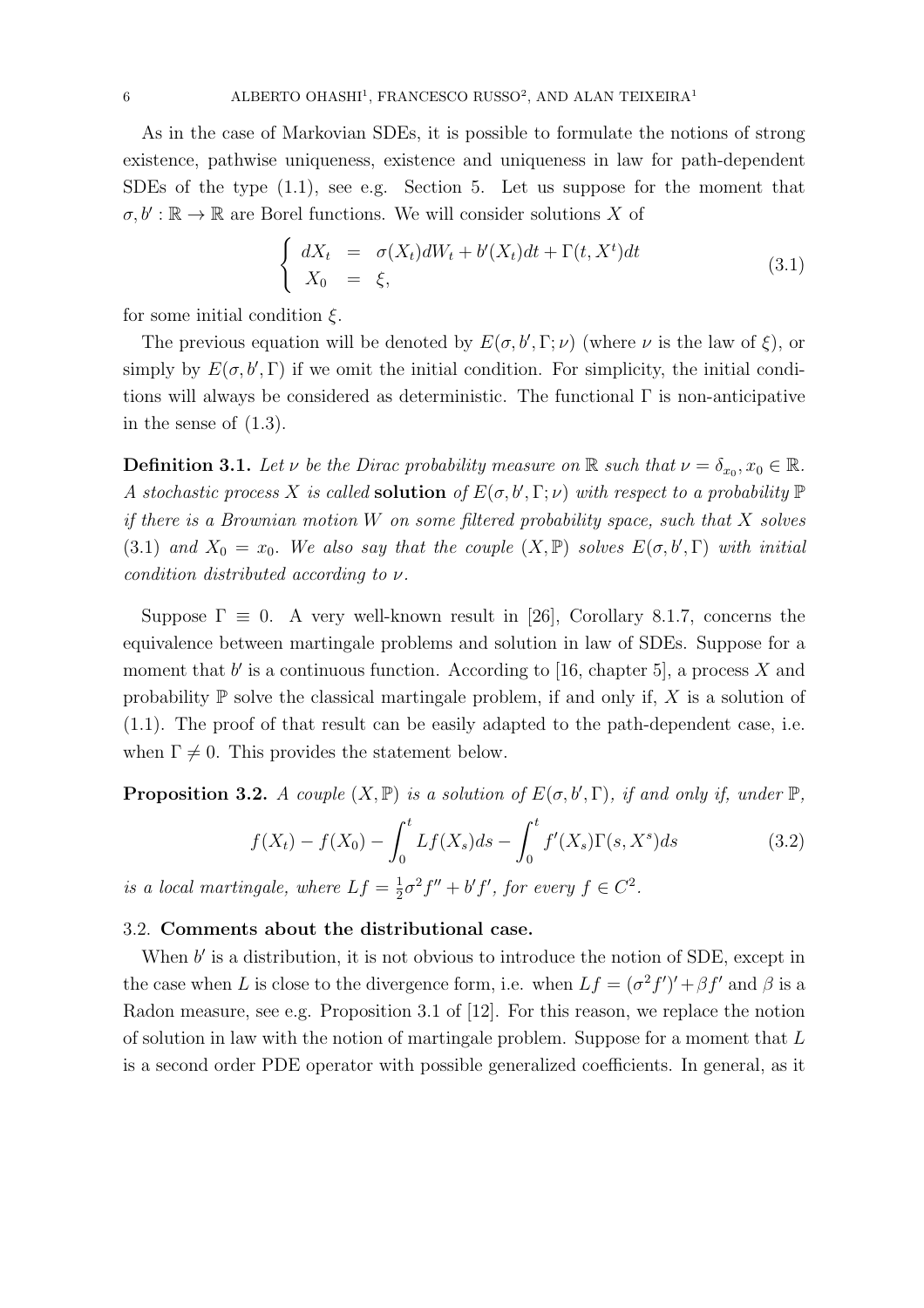As in the case of Markovian SDEs, it is possible to formulate the notions of strong existence, pathwise uniqueness, existence and uniqueness in law for path-dependent SDEs of the type (1.1), see e.g. Section 5. Let us suppose for the moment that $\sigma, b' : \mathbb{R} \to \mathbb{R}$ are Borel functions. We will consider solutions $X$ of

$$\begin{cases} dX_t &= \sigma(X_t)dW_t + b'(X_t)dt + \Gamma(t, X^t)dt \\ X_0 &= \xi, \end{cases} \tag{3.1}$$

for some initial condition $\xi$.

The previous equation will be denoted by $E(\sigma, b', \Gamma; \nu)$ (where $\nu$ is the law of $\xi$), or simply by $E(\sigma, b', \Gamma)$ if we omit the initial condition. For simplicity, the initial conditions will always be considered as deterministic. The functional $\Gamma$ is non-anticipative in the sense of (1.3).

**Definition 3.1.** *Let $\nu$ be the Dirac probability measure on $\mathbb{R}$ such that $\nu = \delta_{x_0}, x_0 \in \mathbb{R}$. A stochastic process $X$ is called* **solution** *of $E(\sigma, b', \Gamma; \nu)$ with respect to a probability $\mathbb{P}$ if there is a Brownian motion $W$ on some filtered probability space, such that $X$ solves (3.1) and $X_0 = x_0$. We also say that the couple $(X, \mathbb{P})$ solves $E(\sigma, b', \Gamma)$ with initial condition distributed according to $\nu$.*

Suppose $\Gamma \equiv 0$. A very well-known result in [26], Corollary 8.1.7, concerns the equivalence between martingale problems and solution in law of SDEs. Suppose for a moment that $b'$ is a continuous function. According to [16, chapter 5], a process $X$ and probability $\mathbb{P}$ solve the classical martingale problem, if and only if, $X$ is a solution of (1.1). The proof of that result can be easily adapted to the path-dependent case, i.e. when $\Gamma \neq 0$. This provides the statement below.

**Proposition 3.2.** *A couple $(X, \mathbb{P})$ is a solution of $E(\sigma, b', \Gamma)$, if and only if, under $\mathbb{P}$,*

$$f(X_t) - f(X_0) - \int_0^t Lf(X_s)ds - \int_0^t f'(X_s)\Gamma(s, X^s)ds \tag{3.2}$$

*is a local martingale, where $Lf = \frac{1}{2}\sigma^2 f'' + b'f'$, for every $f \in C^2$.*

### 3.2. Comments about the distributional case.

When $b'$ is a distribution, it is not obvious to introduce the notion of SDE, except in the case when $L$ is close to the divergence form, i.e. when $Lf = (\sigma^2 f')' + \beta f'$ and $\beta$ is a Radon measure, see e.g. Proposition 3.1 of [12]. For this reason, we replace the notion of solution in law with the notion of martingale problem. Suppose for a moment that $L$ is a second order PDE operator with possible generalized coefficients. In general, as it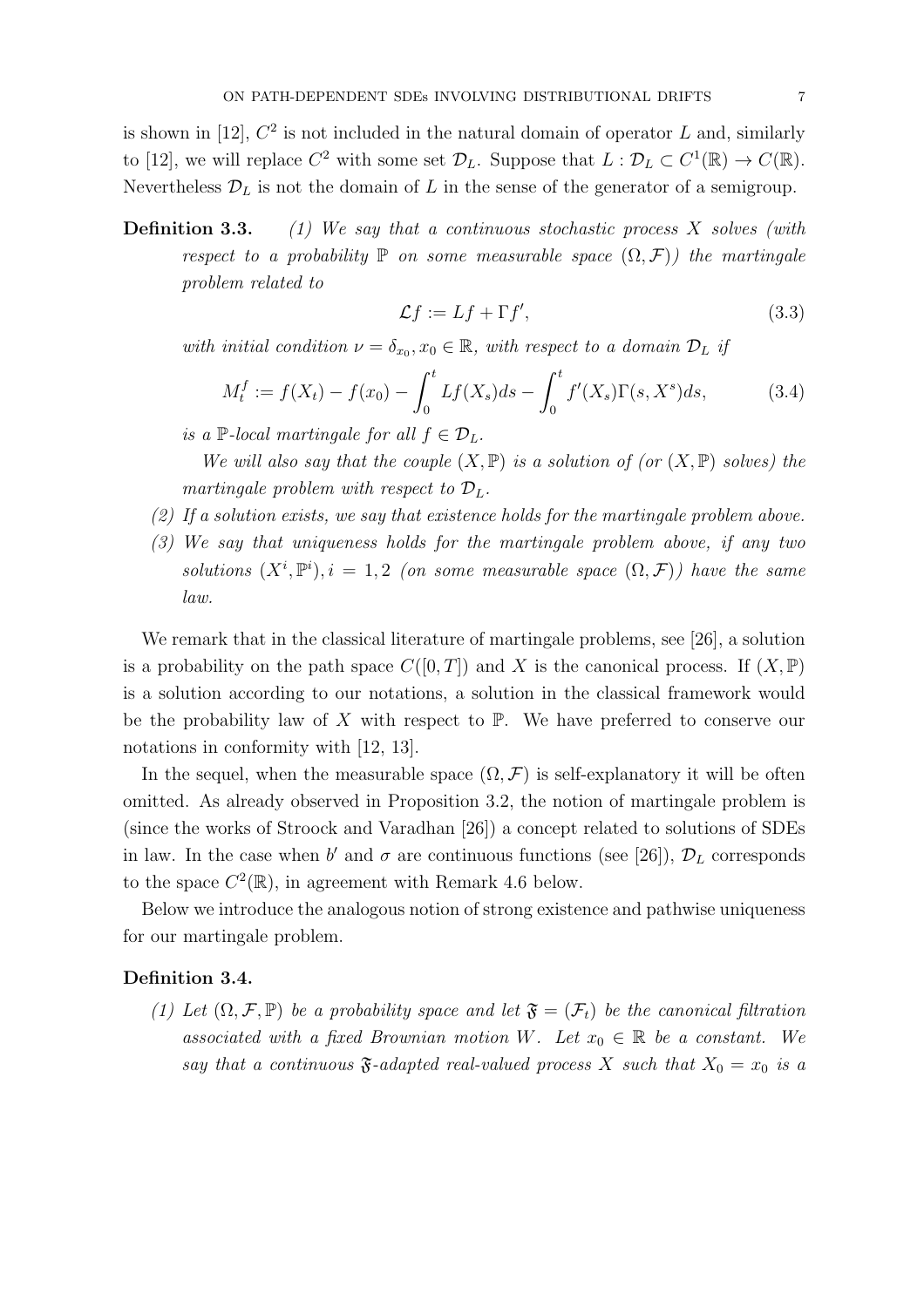is shown in [12], $C^2$ is not included in the natural domain of operator $L$ and, similarly to [12], we will replace $C^2$ with some set $\mathcal{D}_L$. Suppose that $L : \mathcal{D}_L \subset C^1(\mathbb{R}) \to C(\mathbb{R})$. Nevertheless $\mathcal{D}_L$ is not the domain of $L$ in the sense of the generator of a semigroup.

**Definition 3.3.** *(1) We say that a continuous stochastic process $X$ solves (with respect to a probability $\mathbb{P}$ on some measurable space $(\Omega, \mathcal{F})$) the martingale problem related to*

$$\mathcal{L}f := Lf + \Gamma f', \tag{3.3}$$

*with initial condition $\nu = \delta_{x_0}, x_0 \in \mathbb{R}$, with respect to a domain $\mathcal{D}_L$ if*

$$M_t^f := f(X_t) - f(x_0) - \int_0^t Lf(X_s)ds - \int_0^t f'(X_s)\Gamma(s, X^s)ds, \tag{3.4}$$

*is a $\mathbb{P}$-local martingale for all $f \in \mathcal{D}_L$.*

*We will also say that the couple $(X, \mathbb{P})$ is a solution of (or $(X, \mathbb{P})$ solves) the martingale problem with respect to $\mathcal{D}_L$.*

*(2) If a solution exists, we say that existence holds for the martingale problem above.*

*(3) We say that uniqueness holds for the martingale problem above, if any two solutions $(X^i, \mathbb{P}^i), i = 1, 2$ (on some measurable space $(\Omega, \mathcal{F})$) have the same law.*

We remark that in the classical literature of martingale problems, see [26], a solution is a probability on the path space $C([0, T])$ and $X$ is the canonical process. If $(X, \mathbb{P})$ is a solution according to our notations, a solution in the classical framework would be the probability law of $X$ with respect to $\mathbb{P}$. We have preferred to conserve our notations in conformity with [12, 13].

In the sequel, when the measurable space $(\Omega, \mathcal{F})$ is self-explanatory it will be often omitted. As already observed in Proposition 3.2, the notion of martingale problem is (since the works of Stroock and Varadhan [26]) a concept related to solutions of SDEs in law. In the case when $b'$ and $\sigma$ are continuous functions (see [26]), $\mathcal{D}_L$ corresponds to the space $C^2(\mathbb{R})$, in agreement with Remark 4.6 below.

Below we introduce the analogous notion of strong existence and pathwise uniqueness for our martingale problem.

**Definition 3.4.**

*(1) Let $(\Omega, \mathcal{F}, \mathbb{P})$ be a probability space and let $\mathfrak{F} = (\mathcal{F}_t)$ be the canonical filtration associated with a fixed Brownian motion $W$. Let $x_0 \in \mathbb{R}$ be a constant. We say that a continuous $\mathfrak{F}$-adapted real-valued process $X$ such that $X_0 = x_0$ is a*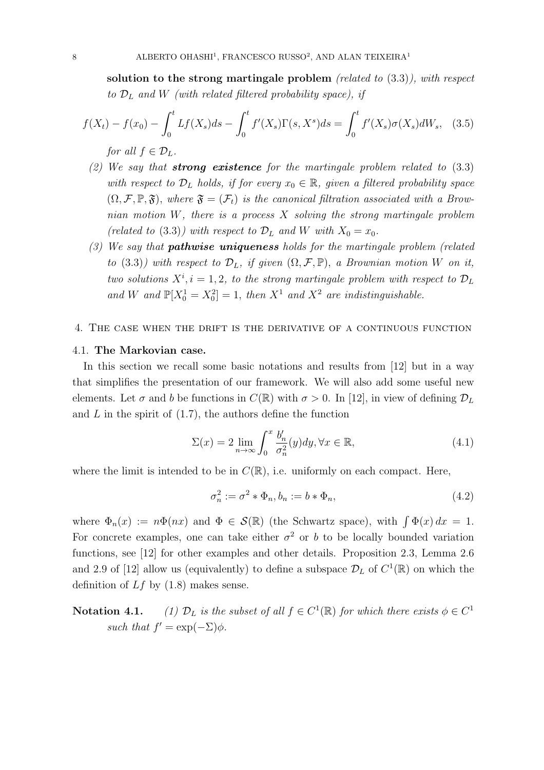**solution to the strong martingale problem** *(related to* (3.3)*), with respect to $\mathcal{D}_L$ and $W$ (with related filtered probability space), if*

$$f(X_t) - f(x_0) - \int_0^t Lf(X_s)ds - \int_0^t f'(X_s)\Gamma(s, X^s)ds = \int_0^t f'(X_s)\sigma(X_s)dW_s, \quad (3.5)$$

*for all $f \in \mathcal{D}_L$.*

(2) *We say that* ***strong existence*** *for the martingale problem related to* (3.3) *with respect to $\mathcal{D}_L$ holds, if for every $x_0 \in \mathbb{R}$, given a filtered probability space $(\Omega, \mathcal{F}, \mathbb{P}, \mathfrak{F})$, where $\mathfrak{F} = (\mathcal{F}_t)$ is the canonical filtration associated with a Brownian motion $W$, there is a process $X$ solving the strong martingale problem (related to* (3.3)*) with respect to $\mathcal{D}_L$ and $W$ with $X_0 = x_0$.*

(3) *We say that* ***pathwise uniqueness*** *holds for the martingale problem (related to* (3.3)*) with respect to $\mathcal{D}_L$, if given $(\Omega, \mathcal{F}, \mathbb{P})$, a Brownian motion $W$ on it, two solutions $X^i, i = 1, 2$, to the strong martingale problem with respect to $\mathcal{D}_L$ and $W$ and $\mathbb{P}[X_0^1 = X_0^2] = 1$, then $X^1$ and $X^2$ are indistinguishable.*

## 4. The case when the drift is the derivative of a continuous function

### 4.1. The Markovian case.

In this section we recall some basic notations and results from [12] but in a way that simplifies the presentation of our framework. We will also add some useful new elements. Let $\sigma$ and $b$ be functions in $C(\mathbb{R})$ with $\sigma > 0$. In [12], in view of defining $\mathcal{D}_L$ and $L$ in the spirit of (1.7), the authors define the function

$$\Sigma(x) = 2 \lim_{n\to\infty} \int_0^x \frac{b_n'}{\sigma_n^2}(y)dy, \forall x \in \mathbb{R}, \quad (4.1)$$

where the limit is intended to be in $C(\mathbb{R})$, i.e. uniformly on each compact. Here,

$$\sigma_n^2 := \sigma^2 * \Phi_n, b_n := b * \Phi_n, \quad (4.2)$$

where $\Phi_n(x) := n\Phi(nx)$ and $\Phi \in \mathcal{S}(\mathbb{R})$ (the Schwartz space), with $\int \Phi(x)\, dx = 1$. For concrete examples, one can take either $\sigma^2$ or $b$ to be locally bounded variation functions, see [12] for other examples and other details. Proposition 2.3, Lemma 2.6 and 2.9 of [12] allow us (equivalently) to define a subspace $\mathcal{D}_L$ of $C^1(\mathbb{R})$ on which the definition of $Lf$ by (1.8) makes sense.

**Notation 4.1.** *(1) $\mathcal{D}_L$ is the subset of all $f \in C^1(\mathbb{R})$ for which there exists $\phi \in C^1$ such that $f' = \exp(-\Sigma)\phi$.*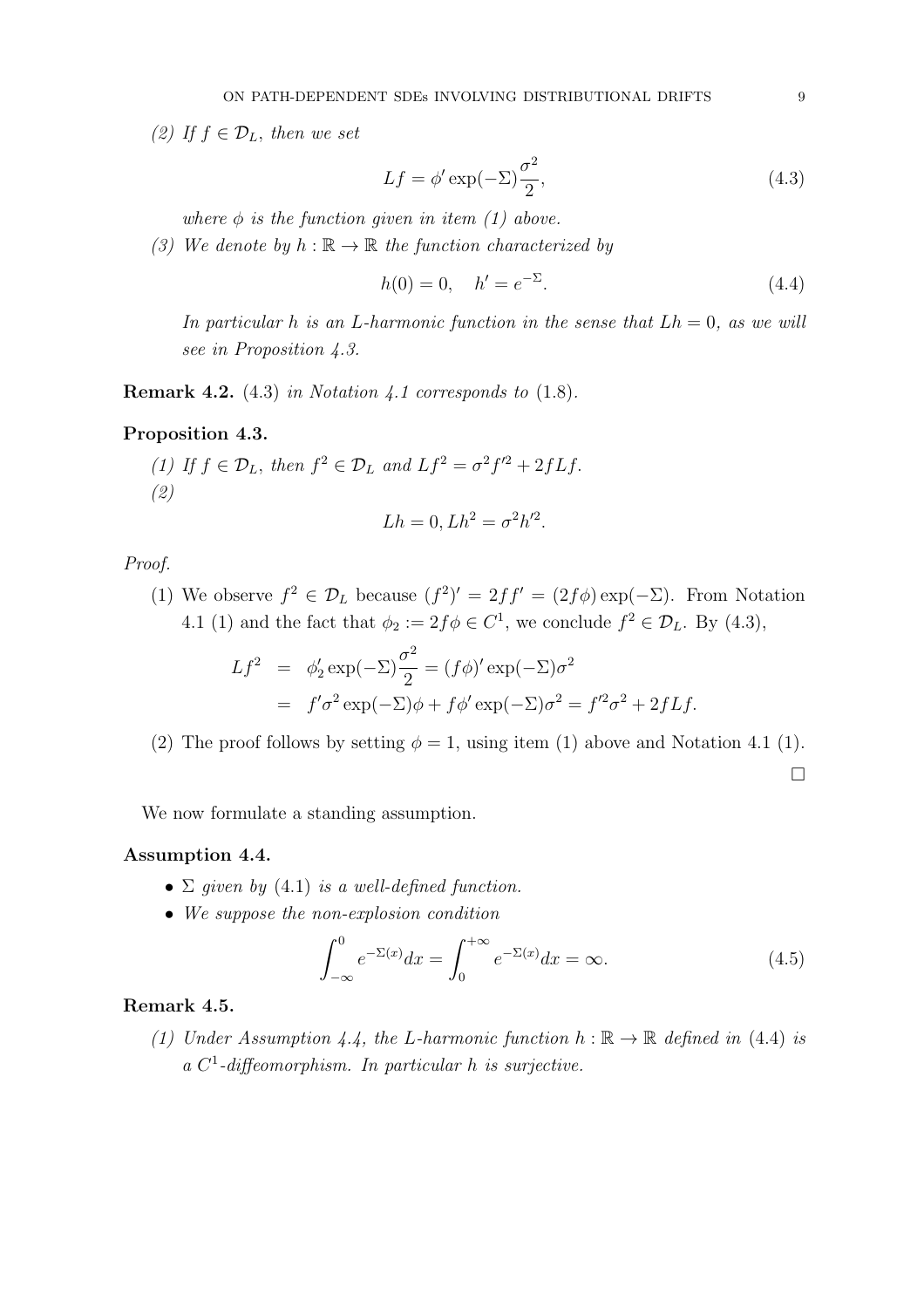(2) *If $f \in \mathcal{D}_L$, then we set*

$$Lf = \phi' \exp(-\Sigma) \frac{\sigma^2}{2}, \tag{4.3}$$

*where $\phi$ is the function given in item (1) above.*

(3) *We denote by $h : \mathbb{R} \to \mathbb{R}$ the function characterized by*

$$h(0) = 0, \quad h' = e^{-\Sigma}. \tag{4.4}$$

*In particular $h$ is an $L$-harmonic function in the sense that $Lh = 0$, as we will see in Proposition 4.3.*

**Remark 4.2.** (4.3) *in Notation 4.1 corresponds to* (1.8).

**Proposition 4.3.**

(1) *If $f \in \mathcal{D}_L$, then $f^2 \in \mathcal{D}_L$ and $Lf^2 = \sigma^2 f'^2 + 2fLf$.*

(2)

$$Lh = 0, Lh^2 = \sigma^2 h'^2.$$

*Proof.*

(1) We observe $f^2 \in \mathcal{D}_L$ because $(f^2)' = 2ff' = (2f\phi)\exp(-\Sigma)$. From Notation 4.1 (1) and the fact that $\phi_2 := 2f\phi \in C^1$, we conclude $f^2 \in \mathcal{D}_L$. By (4.3),

$$\begin{aligned} Lf^2 &= \phi_2' \exp(-\Sigma) \frac{\sigma^2}{2} = (f\phi)' \exp(-\Sigma)\sigma^2 \\ &= f'\sigma^2 \exp(-\Sigma)\phi + f\phi' \exp(-\Sigma)\sigma^2 = f'^2\sigma^2 + 2fLf. \end{aligned}$$

(2) The proof follows by setting $\phi = 1$, using item (1) above and Notation 4.1 (1).

□

We now formulate a standing assumption.

**Assumption 4.4.**

- *$\Sigma$ given by* (4.1) *is a well-defined function.*
- *We suppose the non-explosion condition*

$$\int_{-\infty}^{0} e^{-\Sigma(x)} dx = \int_{0}^{+\infty} e^{-\Sigma(x)} dx = \infty. \tag{4.5}$$

**Remark 4.5.**

(1) *Under Assumption 4.4, the $L$-harmonic function $h : \mathbb{R} \to \mathbb{R}$ defined in* (4.4) *is a $C^1$-diffeomorphism. In particular $h$ is surjective.*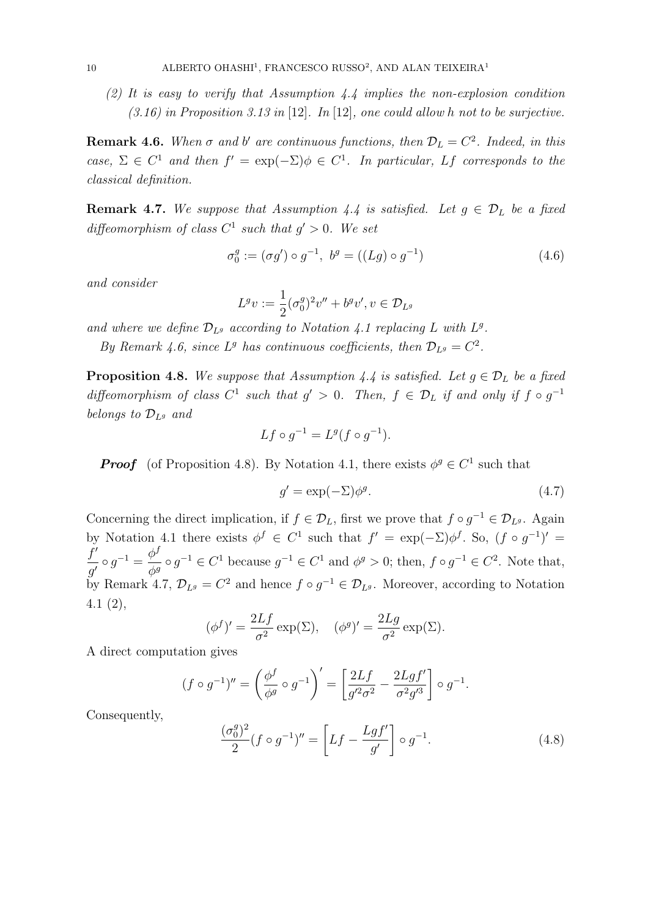*(2) It is easy to verify that Assumption 4.4 implies the non-explosion condition (3.16) in Proposition 3.13 in* [12]. *In* [12], *one could allow h not to be surjective.*

**Remark 4.6.** *When $\sigma$ and $b'$ are continuous functions, then $\mathcal{D}_L = C^2$. Indeed, in this case, $\Sigma \in C^1$ and then $f' = \exp(-\Sigma)\phi \in C^1$. In particular, $Lf$ corresponds to the classical definition.*

**Remark 4.7.** *We suppose that Assumption 4.4 is satisfied. Let $g \in \mathcal{D}_L$ be a fixed diffeomorphism of class $C^1$ such that $g' > 0$. We set*

$$\sigma_0^g := (\sigma g') \circ g^{-1}, \ b^g = ((Lg) \circ g^{-1}) \tag{4.6}$$

*and consider*

$$L^g v := \frac{1}{2}(\sigma_0^g)^2 v'' + b^g v', v \in \mathcal{D}_{L^g}$$

*and where we define $\mathcal{D}_{L^g}$ according to Notation 4.1 replacing $L$ with $L^g$.*

*By Remark 4.6, since $L^g$ has continuous coefficients, then $\mathcal{D}_{L^g} = C^2$.*

**Proposition 4.8.** *We suppose that Assumption 4.4 is satisfied. Let $g \in \mathcal{D}_L$ be a fixed diffeomorphism of class $C^1$ such that $g' > 0$. Then, $f \in \mathcal{D}_L$ if and only if $f \circ g^{-1}$ belongs to $\mathcal{D}_{L^g}$ and*

$$Lf \circ g^{-1} = L^g(f \circ g^{-1}).$$

***Proof*** (of Proposition 4.8). By Notation 4.1, there exists $\phi^g \in C^1$ such that

$$g' = \exp(-\Sigma)\phi^g. \tag{4.7}$$

Concerning the direct implication, if $f \in \mathcal{D}_L$, first we prove that $f \circ g^{-1} \in \mathcal{D}_{L^g}$. Again by Notation 4.1 there exists $\phi^f \in C^1$ such that $f' = \exp(-\Sigma)\phi^f$. So, $(f \circ g^{-1})' = \dfrac{f'}{g'} \circ g^{-1} = \dfrac{\phi^f}{\phi^g} \circ g^{-1} \in C^1$ because $g^{-1} \in C^1$ and $\phi^g > 0$; then, $f \circ g^{-1} \in C^2$. Note that, by Remark 4.7, $\mathcal{D}_{L^g} = C^2$ and hence $f \circ g^{-1} \in \mathcal{D}_{L^g}$. Moreover, according to Notation 4.1 (2),

$$(\phi^f)' = \frac{2Lf}{\sigma^2}\exp(\Sigma), \quad (\phi^g)' = \frac{2Lg}{\sigma^2}\exp(\Sigma).$$

A direct computation gives

$$(f \circ g^{-1})'' = \left(\frac{\phi^f}{\phi^g} \circ g^{-1}\right)' = \left[\frac{2Lf}{g'^2\sigma^2} - \frac{2Lgf'}{\sigma^2 g'^3}\right] \circ g^{-1}.$$

Consequently,

$$\frac{(\sigma_0^g)^2}{2}(f \circ g^{-1})'' = \left[Lf - \frac{Lgf'}{g'}\right] \circ g^{-1}. \tag{4.8}$$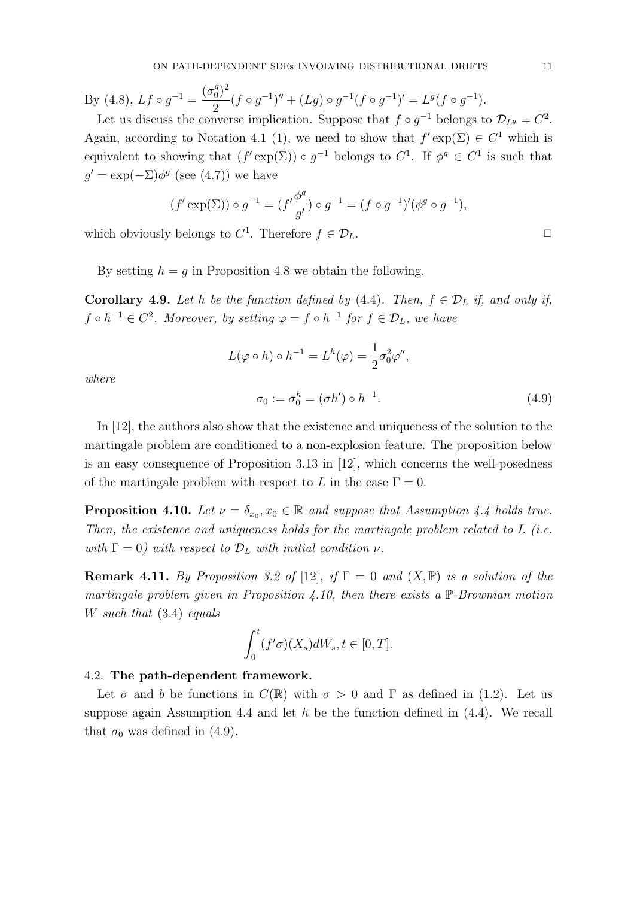By (4.8), $Lf \circ g^{-1} = \frac{(\sigma_0^g)^2}{2}(f \circ g^{-1})'' + (Lg) \circ g^{-1}(f \circ g^{-1})' = L^g(f \circ g^{-1})$.

Let us discuss the converse implication. Suppose that $f \circ g^{-1}$ belongs to $\mathcal{D}_{L^g} = C^2$. Again, according to Notation 4.1 (1), we need to show that $f' \exp(\Sigma) \in C^1$ which is equivalent to showing that $(f' \exp(\Sigma)) \circ g^{-1}$ belongs to $C^1$. If $\phi^g \in C^1$ is such that $g' = \exp(-\Sigma)\phi^g$ (see (4.7)) we have

$$(f' \exp(\Sigma)) \circ g^{-1} = (f' \frac{\phi^g}{g'}) \circ g^{-1} = (f \circ g^{-1})'(\phi^g \circ g^{-1}),$$

which obviously belongs to $C^1$. Therefore $f \in \mathcal{D}_L$. $\square$

By setting $h = g$ in Proposition 4.8 we obtain the following.

**Corollary 4.9.** *Let $h$ be the function defined by (4.4). Then, $f \in \mathcal{D}_L$ if, and only if, $f \circ h^{-1} \in C^2$. Moreover, by setting $\varphi = f \circ h^{-1}$ for $f \in \mathcal{D}_L$, we have*

$$L(\varphi \circ h) \circ h^{-1} = L^h(\varphi) = \frac{1}{2}\sigma_0^2 \varphi'',$$

*where*

$$\sigma_0 := \sigma_0^h = (\sigma h') \circ h^{-1}. \tag{4.9}$$

In [12], the authors also show that the existence and uniqueness of the solution to the martingale problem are conditioned to a non-explosion feature. The proposition below is an easy consequence of Proposition 3.13 in [12], which concerns the well-posedness of the martingale problem with respect to $L$ in the case $\Gamma = 0$.

**Proposition 4.10.** *Let $\nu = \delta_{x_0}, x_0 \in \mathbb{R}$ and suppose that Assumption 4.4 holds true. Then, the existence and uniqueness holds for the martingale problem related to $L$ (i.e. with $\Gamma = 0$) with respect to $\mathcal{D}_L$ with initial condition $\nu$.*

**Remark 4.11.** *By Proposition 3.2 of [12], if $\Gamma = 0$ and $(X, \mathbb{P})$ is a solution of the martingale problem given in Proposition 4.10, then there exists a $\mathbb{P}$-Brownian motion $W$ such that (3.4) equals*

$$\int_0^t (f'\sigma)(X_s) dW_s, t \in [0, T].$$

### 4.2. The path-dependent framework.

Let $\sigma$ and $b$ be functions in $C(\mathbb{R})$ with $\sigma > 0$ and $\Gamma$ as defined in (1.2). Let us suppose again Assumption 4.4 and let $h$ be the function defined in (4.4). We recall that $\sigma_0$ was defined in (4.9).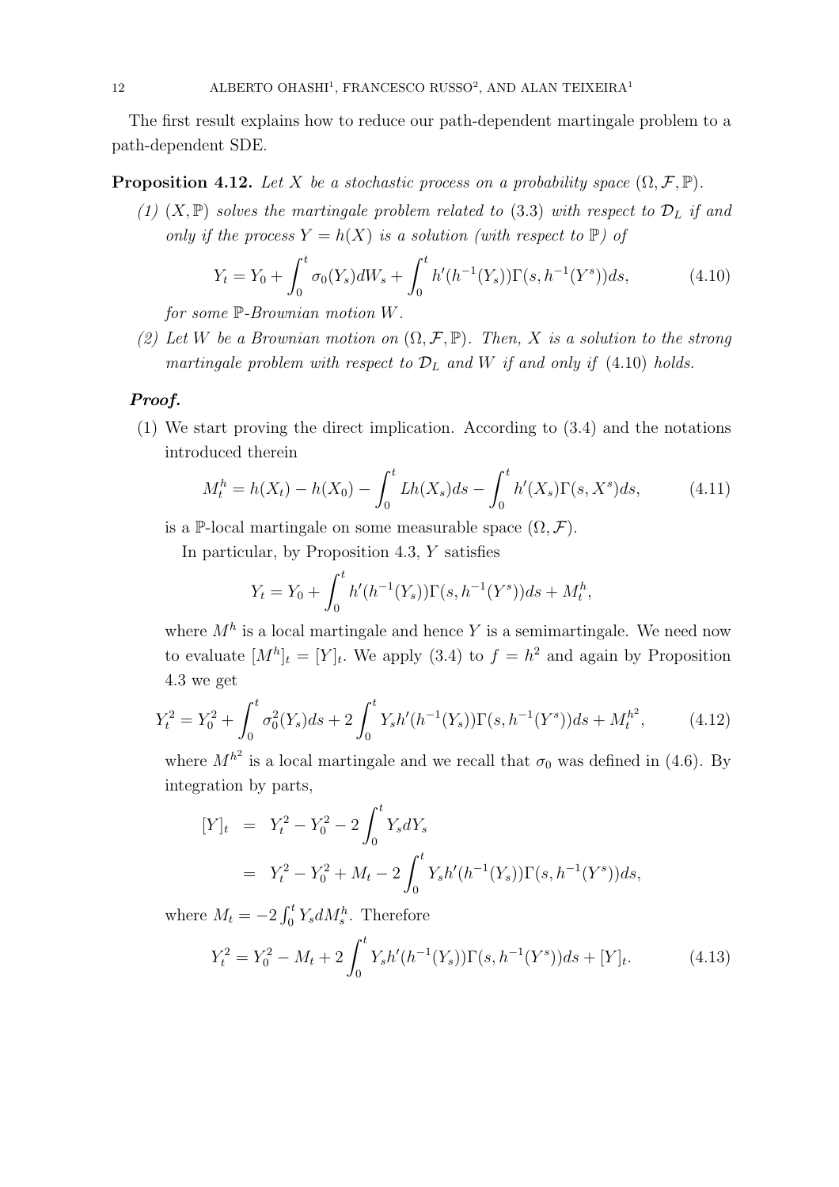The first result explains how to reduce our path-dependent martingale problem to a path-dependent SDE.

**Proposition 4.12.** *Let $X$ be a stochastic process on a probability space $(\Omega, \mathcal{F}, \mathbb{P})$.*

*(1) $(X, \mathbb{P})$ solves the martingale problem related to* (3.3) *with respect to $\mathcal{D}_L$ if and only if the process $Y = h(X)$ is a solution (with respect to $\mathbb{P}$) of*

$$Y_t = Y_0 + \int_0^t \sigma_0(Y_s) dW_s + \int_0^t h'(h^{-1}(Y_s))\Gamma(s, h^{-1}(Y^s))ds, \tag{4.10}$$

*for some $\mathbb{P}$-Brownian motion $W$.*

*(2) Let $W$ be a Brownian motion on $(\Omega, \mathcal{F}, \mathbb{P})$. Then, $X$ is a solution to the strong martingale problem with respect to $\mathcal{D}_L$ and $W$ if and only if* (4.10) *holds.*

***Proof.***

(1) We start proving the direct implication. According to (3.4) and the notations introduced therein

$$M_t^h = h(X_t) - h(X_0) - \int_0^t Lh(X_s)ds - \int_0^t h'(X_s)\Gamma(s, X^s)ds, \tag{4.11}$$

is a $\mathbb{P}$-local martingale on some measurable space $(\Omega, \mathcal{F})$.

In particular, by Proposition 4.3, $Y$ satisfies

$$Y_t = Y_0 + \int_0^t h'(h^{-1}(Y_s))\Gamma(s, h^{-1}(Y^s))ds + M_t^h,$$

where $M^h$ is a local martingale and hence $Y$ is a semimartingale. We need now to evaluate $[M^h]_t = [Y]_t$. We apply (3.4) to $f = h^2$ and again by Proposition 4.3 we get

$$Y_t^2 = Y_0^2 + \int_0^t \sigma_0^2(Y_s)ds + 2\int_0^t Y_s h'(h^{-1}(Y_s))\Gamma(s, h^{-1}(Y^s))ds + M_t^{h^2}, \tag{4.12}$$

where $M^{h^2}$ is a local martingale and we recall that $\sigma_0$ was defined in (4.6). By integration by parts,

$$\begin{aligned} [Y]_t &= Y_t^2 - Y_0^2 - 2\int_0^t Y_s dY_s \\ &= Y_t^2 - Y_0^2 + M_t - 2\int_0^t Y_s h'(h^{-1}(Y_s))\Gamma(s, h^{-1}(Y^s))ds, \end{aligned}$$

where $M_t = -2\int_0^t Y_s dM_s^h$. Therefore

$$Y_t^2 = Y_0^2 - M_t + 2\int_0^t Y_s h'(h^{-1}(Y_s))\Gamma(s, h^{-1}(Y^s))ds + [Y]_t. \tag{4.13}$$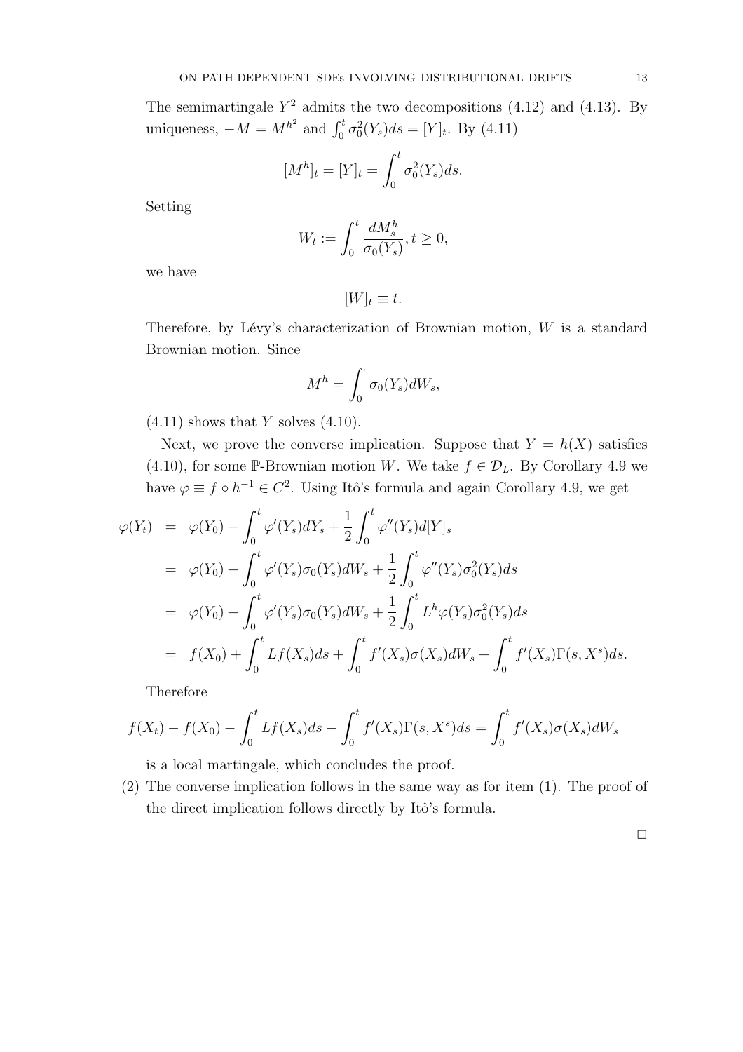The semimartingale $Y^2$ admits the two decompositions (4.12) and (4.13). By uniqueness, $-M = M^{h^2}$ and $\int_0^t \sigma_0^2(Y_s)ds = [Y]_t$. By (4.11)

$$[M^h]_t = [Y]_t = \int_0^t \sigma_0^2(Y_s)ds.$$

Setting

$$W_t := \int_0^t \frac{dM_s^h}{\sigma_0(Y_s)}, t \geq 0,$$

we have

$$[W]_t \equiv t.$$

Therefore, by Lévy's characterization of Brownian motion, $W$ is a standard Brownian motion. Since

$$M^h = \int_0^{\cdot} \sigma_0(Y_s)dW_s,$$

(4.11) shows that $Y$ solves (4.10).

Next, we prove the converse implication. Suppose that $Y = h(X)$ satisfies (4.10), for some $\mathbb{P}$-Brownian motion $W$. We take $f \in \mathcal{D}_L$. By Corollary 4.9 we have $\varphi \equiv f \circ h^{-1} \in C^2$. Using Itô's formula and again Corollary 4.9, we get

$$\begin{aligned}
\varphi(Y_t) &= \varphi(Y_0) + \int_0^t \varphi'(Y_s)dY_s + \frac{1}{2}\int_0^t \varphi''(Y_s)d[Y]_s \\
&= \varphi(Y_0) + \int_0^t \varphi'(Y_s)\sigma_0(Y_s)dW_s + \frac{1}{2}\int_0^t \varphi''(Y_s)\sigma_0^2(Y_s)ds \\
&= \varphi(Y_0) + \int_0^t \varphi'(Y_s)\sigma_0(Y_s)dW_s + \frac{1}{2}\int_0^t L^h\varphi(Y_s)\sigma_0^2(Y_s)ds \\
&= f(X_0) + \int_0^t Lf(X_s)ds + \int_0^t f'(X_s)\sigma(X_s)dW_s + \int_0^t f'(X_s)\Gamma(s, X^s)ds.
\end{aligned}$$

Therefore

$$f(X_t) - f(X_0) - \int_0^t Lf(X_s)ds - \int_0^t f'(X_s)\Gamma(s, X^s)ds = \int_0^t f'(X_s)\sigma(X_s)dW_s$$

is a local martingale, which concludes the proof.

(2) The converse implication follows in the same way as for item (1). The proof of the direct implication follows directly by Itô's formula.

□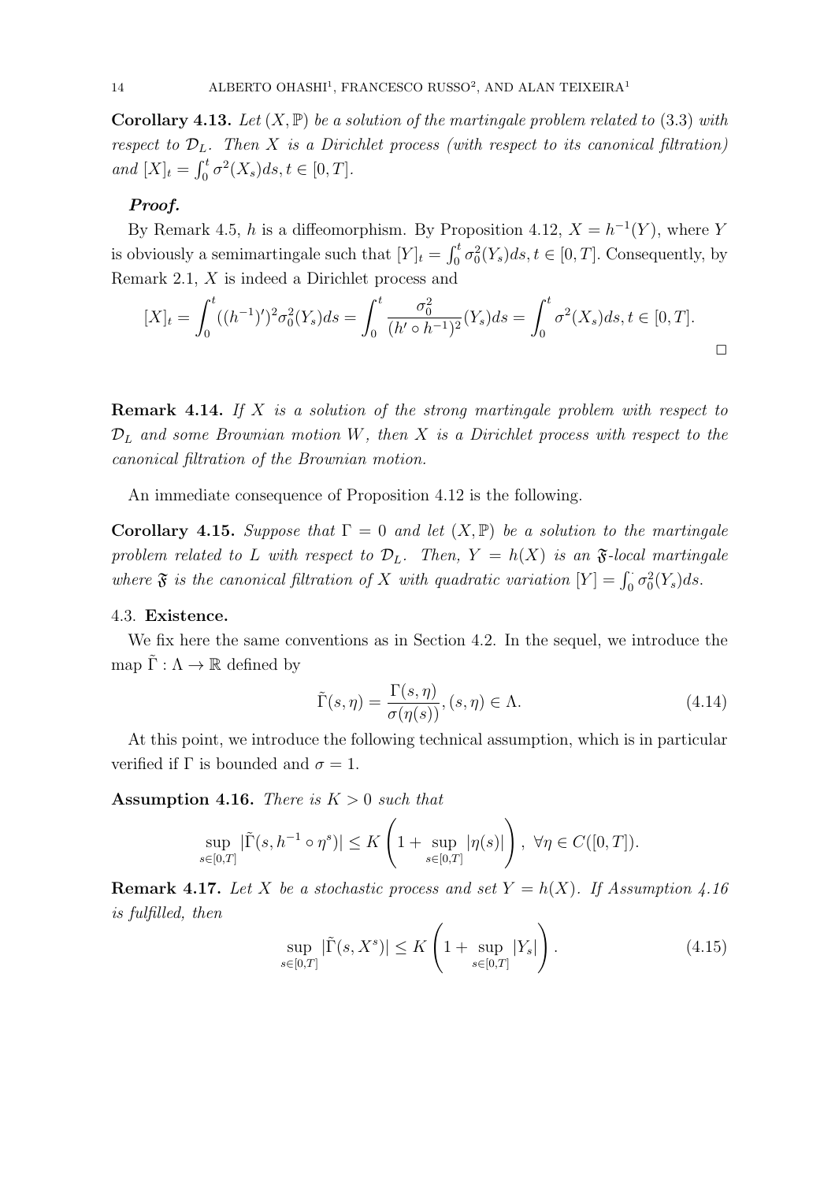**Corollary 4.13.** *Let $(X, \mathbb{P})$ be a solution of the martingale problem related to (3.3) with respect to $\mathcal{D}_L$. Then $X$ is a Dirichlet process (with respect to its canonical filtration) and $[X]_t = \int_0^t \sigma^2(X_s)ds, t \in [0,T]$.*

***Proof.***

By Remark 4.5, $h$ is a diffeomorphism. By Proposition 4.12, $X = h^{-1}(Y)$, where $Y$ is obviously a semimartingale such that $[Y]_t = \int_0^t \sigma_0^2(Y_s)ds, t \in [0,T]$. Consequently, by Remark 2.1, $X$ is indeed a Dirichlet process and

$$[X]_t = \int_0^t ((h^{-1})')^2 \sigma_0^2(Y_s)ds = \int_0^t \frac{\sigma_0^2}{(h' \circ h^{-1})^2}(Y_s)ds = \int_0^t \sigma^2(X_s)ds, t \in [0,T].$$

□

**Remark 4.14.** *If $X$ is a solution of the strong martingale problem with respect to $\mathcal{D}_L$ and some Brownian motion $W$, then $X$ is a Dirichlet process with respect to the canonical filtration of the Brownian motion.*

An immediate consequence of Proposition 4.12 is the following.

**Corollary 4.15.** *Suppose that $\Gamma = 0$ and let $(X, \mathbb{P})$ be a solution to the martingale problem related to $L$ with respect to $\mathcal{D}_L$. Then, $Y = h(X)$ is an $\mathfrak{F}$-local martingale where $\mathfrak{F}$ is the canonical filtration of $X$ with quadratic variation $[Y] = \int_0^\cdot \sigma_0^2(Y_s)ds$.*

### 4.3. **Existence.**

We fix here the same conventions as in Section 4.2. In the sequel, we introduce the map $\tilde{\Gamma} : \Lambda \to \mathbb{R}$ defined by

$$\tilde{\Gamma}(s, \eta) = \frac{\Gamma(s, \eta)}{\sigma(\eta(s))}, (s, \eta) \in \Lambda. \tag{4.14}$$

At this point, we introduce the following technical assumption, which is in particular verified if $\Gamma$ is bounded and $\sigma = 1$.

**Assumption 4.16.** *There is $K > 0$ such that*

$$\sup_{s \in [0,T]} |\tilde{\Gamma}(s, h^{-1} \circ \eta^s)| \leq K \left(1 + \sup_{s \in [0,T]} |\eta(s)|\right), \ \forall \eta \in C([0,T]).$$

**Remark 4.17.** *Let $X$ be a stochastic process and set $Y = h(X)$. If Assumption 4.16 is fulfilled, then*

$$\sup_{s \in [0,T]} |\tilde{\Gamma}(s, X^s)| \leq K \left(1 + \sup_{s \in [0,T]} |Y_s|\right). \tag{4.15}$$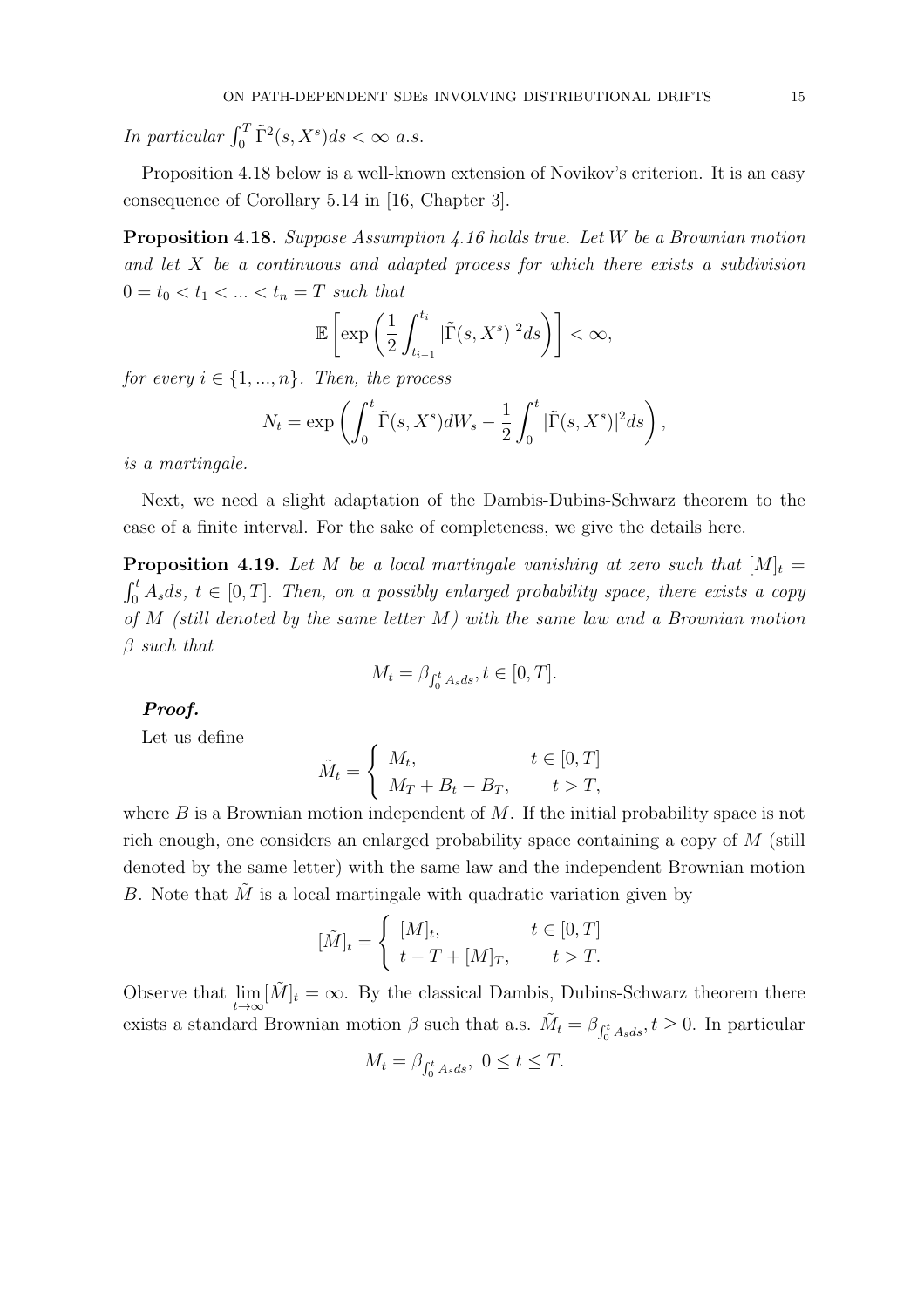*In particular* $\int_0^T \tilde{\Gamma}^2(s, X^s)ds < \infty$ *a.s.*

Proposition 4.18 below is a well-known extension of Novikov's criterion. It is an easy consequence of Corollary 5.14 in [16, Chapter 3].

**Proposition 4.18.** *Suppose Assumption 4.16 holds true. Let* $W$ *be a Brownian motion and let* $X$ *be a continuous and adapted process for which there exists a subdivision* $0 = t_0 < t_1 < ... < t_n = T$ *such that*

$$\mathbb{E}\left[\exp\left(\frac{1}{2}\int_{t_{i-1}}^{t_i} |\tilde{\Gamma}(s, X^s)|^2 ds\right)\right] < \infty,$$

*for every* $i \in \{1, ..., n\}$*. Then, the process*

$$N_t = \exp\left(\int_0^t \tilde{\Gamma}(s, X^s)dW_s - \frac{1}{2}\int_0^t |\tilde{\Gamma}(s, X^s)|^2 ds\right),$$

*is a martingale.*

Next, we need a slight adaptation of the Dambis-Dubins-Schwarz theorem to the case of a finite interval. For the sake of completeness, we give the details here.

**Proposition 4.19.** *Let* $M$ *be a local martingale vanishing at zero such that* $[M]_t = \int_0^t A_s ds$, $t \in [0, T]$*. Then, on a possibly enlarged probability space, there exists a copy of* $M$ *(still denoted by the same letter* $M$*) with the same law and a Brownian motion* $\beta$ *such that*

$$M_t = \beta_{\int_0^t A_s ds}, t \in [0, T].$$

***Proof.***

Let us define

$$\tilde{M}_t = \begin{cases} M_t, & t \in [0, T] \\ M_T + B_t - B_T, & t > T, \end{cases}$$

where $B$ is a Brownian motion independent of $M$. If the initial probability space is not rich enough, one considers an enlarged probability space containing a copy of $M$ (still denoted by the same letter) with the same law and the independent Brownian motion $B$. Note that $\tilde{M}$ is a local martingale with quadratic variation given by

$$[\tilde{M}]_t = \begin{cases} [M]_t, & t \in [0, T] \\ t - T + [M]_T, & t > T. \end{cases}$$

Observe that $\lim_{t \to \infty} [\tilde{M}]_t = \infty$. By the classical Dambis, Dubins-Schwarz theorem there exists a standard Brownian motion $\beta$ such that a.s. $\tilde{M}_t = \beta_{\int_0^t A_s ds}, t \geq 0$. In particular

$$M_t = \beta_{\int_0^t A_s ds}, \ 0 \leq t \leq T.$$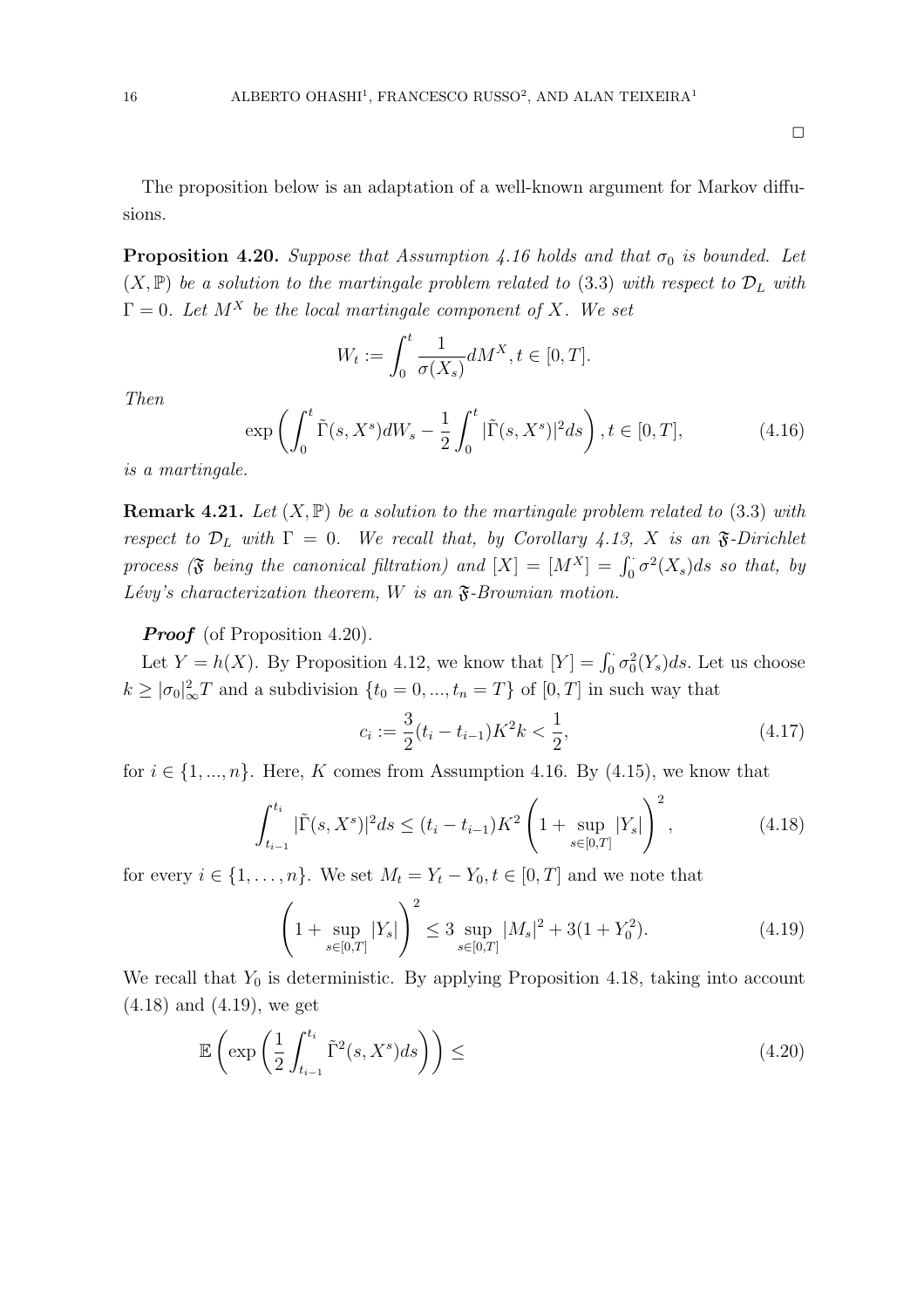□

The proposition below is an adaptation of a well-known argument for Markov diffusions.

**Proposition 4.20.** *Suppose that Assumption 4.16 holds and that $\sigma_0$ is bounded. Let $(X, \mathbb{P})$ be a solution to the martingale problem related to (3.3) with respect to $\mathcal{D}_L$ with $\Gamma = 0$. Let $M^X$ be the local martingale component of $X$. We set*

$$W_t := \int_0^t \frac{1}{\sigma(X_s)} dM^X, t \in [0, T].$$

*Then*

$$\exp\left(\int_0^t \tilde{\Gamma}(s, X^s) dW_s - \frac{1}{2}\int_0^t |\tilde{\Gamma}(s, X^s)|^2 ds\right), t \in [0, T], \tag{4.16}$$

*is a martingale.*

**Remark 4.21.** *Let $(X, \mathbb{P})$ be a solution to the martingale problem related to (3.3) with respect to $\mathcal{D}_L$ with $\Gamma = 0$. We recall that, by Corollary 4.13, $X$ is an $\mathfrak{F}$-Dirichlet process ($\mathfrak{F}$ being the canonical filtration) and $[X] = [M^X] = \int_0^\cdot \sigma^2(X_s)ds$ so that, by Lévy's characterization theorem, $W$ is an $\mathfrak{F}$-Brownian motion.*

***Proof*** (of Proposition 4.20).

Let $Y = h(X)$. By Proposition 4.12, we know that $[Y] = \int_0^\cdot \sigma_0^2(Y_s)ds$. Let us choose $k \geq |\sigma_0|_\infty^2 T$ and a subdivision $\{t_0 = 0, ..., t_n = T\}$ of $[0, T]$ in such way that

$$c_i := \frac{3}{2}(t_i - t_{i-1})K^2 k < \frac{1}{2}, \tag{4.17}$$

for $i \in \{1, ..., n\}$. Here, $K$ comes from Assumption 4.16. By (4.15), we know that

$$\int_{t_{i-1}}^{t_i} |\tilde{\Gamma}(s, X^s)|^2 ds \leq (t_i - t_{i-1})K^2 \left(1 + \sup_{s\in[0,T]} |Y_s|\right)^2, \tag{4.18}$$

for every $i \in \{1, \ldots, n\}$. We set $M_t = Y_t - Y_0, t \in [0, T]$ and we note that

$$\left(1 + \sup_{s\in[0,T]} |Y_s|\right)^2 \leq 3 \sup_{s\in[0,T]} |M_s|^2 + 3(1 + Y_0^2). \tag{4.19}$$

We recall that $Y_0$ is deterministic. By applying Proposition 4.18, taking into account (4.18) and (4.19), we get

$$\mathbb{E}\left(\exp\left(\frac{1}{2}\int_{t_{i-1}}^{t_i} \tilde{\Gamma}^2(s, X^s)ds\right)\right) \leq \tag{4.20}$$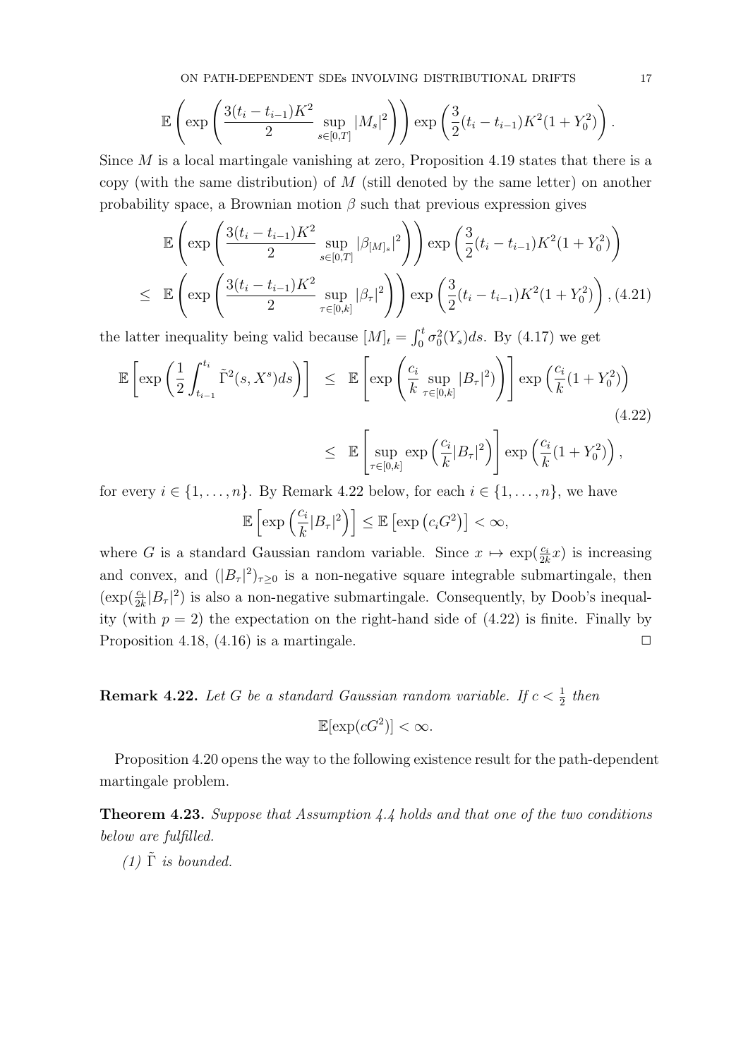$$\mathbb{E}\left(\exp\left(\frac{3(t_i-t_{i-1})K^2}{2}\sup_{s\in[0,T]}|M_s|^2\right)\right)\exp\left(\frac{3}{2}(t_i-t_{i-1})K^2(1+Y_0^2)\right).$$

Since $M$ is a local martingale vanishing at zero, Proposition 4.19 states that there is a copy (with the same distribution) of $M$ (still denoted by the same letter) on another probability space, a Brownian motion $\beta$ such that previous expression gives

$$\begin{aligned}
&\mathbb{E}\left(\exp\left(\frac{3(t_i-t_{i-1})K^2}{2}\sup_{s\in[0,T]}|\beta_{[M]_s}|^2\right)\right)\exp\left(\frac{3}{2}(t_i-t_{i-1})K^2(1+Y_0^2)\right)\\
\leq\;&\mathbb{E}\left(\exp\left(\frac{3(t_i-t_{i-1})K^2}{2}\sup_{\tau\in[0,k]}|\beta_\tau|^2\right)\right)\exp\left(\frac{3}{2}(t_i-t_{i-1})K^2(1+Y_0^2)\right),
\end{aligned}\tag{4.21}$$

the latter inequality being valid because $[M]_t=\int_0^t\sigma_0^2(Y_s)ds$. By (4.17) we get

$$\begin{aligned}
\mathbb{E}\left[\exp\left(\frac{1}{2}\int_{t_{i-1}}^{t_i}\tilde{\Gamma}^2(s,X^s)ds\right)\right]\;&\leq\;\mathbb{E}\left[\exp\left(\frac{c_i}{k}\sup_{\tau\in[0,k]}|B_\tau|^2)\right)\right]\exp\left(\frac{c_i}{k}(1+Y_0^2)\right)\\
&\leq\;\mathbb{E}\left[\sup_{\tau\in[0,k]}\exp\left(\frac{c_i}{k}|B_\tau|^2\right)\right]\exp\left(\frac{c_i}{k}(1+Y_0^2)\right),
\end{aligned}\tag{4.22}$$

for every $i\in\{1,\ldots,n\}$. By Remark 4.22 below, for each $i\in\{1,\ldots,n\}$, we have

$$\mathbb{E}\left[\exp\left(\frac{c_i}{k}|B_\tau|^2\right)\right]\leq\mathbb{E}\left[\exp\left(c_iG^2\right)\right]<\infty,$$

where $G$ is a standard Gaussian random variable. Since $x\mapsto\exp(\frac{c_i}{2k}x)$ is increasing and convex, and $(|B_\tau|^2)_{\tau\geq 0}$ is a non-negative square integrable submartingale, then $(\exp(\frac{c_i}{2k}|B_\tau|^2)$ is also a non-negative submartingale. Consequently, by Doob's inequality (with $p=2$) the expectation on the right-hand side of (4.22) is finite. Finally by Proposition 4.18, (4.16) is a martingale. ☐

**Remark 4.22.** *Let $G$ be a standard Gaussian random variable. If $c<\frac{1}{2}$ then*

$$\mathbb{E}[\exp(cG^2)]<\infty.$$

Proposition 4.20 opens the way to the following existence result for the path-dependent martingale problem.

**Theorem 4.23.** *Suppose that Assumption 4.4 holds and that one of the two conditions below are fulfilled.*

*(1) $\tilde{\Gamma}$ is bounded.*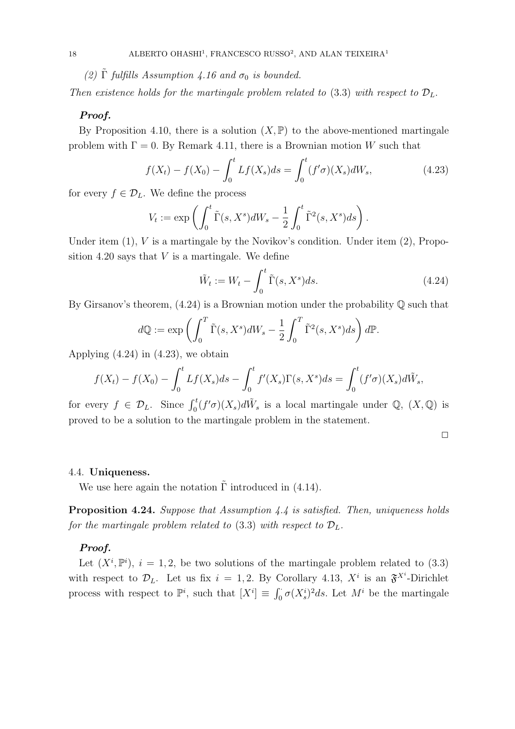*(2) $\tilde{\Gamma}$ fulfills Assumption 4.16 and $\sigma_0$ is bounded.*

*Then existence holds for the martingale problem related to* (3.3) *with respect to* $\mathcal{D}_L$.

***Proof.***

By Proposition 4.10, there is a solution $(X, \mathbb{P})$ to the above-mentioned martingale problem with $\Gamma = 0$. By Remark 4.11, there is a Brownian motion $W$ such that

$$f(X_t) - f(X_0) - \int_0^t Lf(X_s)ds = \int_0^t (f'\sigma)(X_s)dW_s, \tag{4.23}$$

for every $f \in \mathcal{D}_L$. We define the process

$$V_t := \exp\left(\int_0^t \tilde{\Gamma}(s, X^s)dW_s - \frac{1}{2}\int_0^t \tilde{\Gamma}^2(s, X^s)ds\right).$$

Under item (1), $V$ is a martingale by the Novikov's condition. Under item (2), Proposition 4.20 says that $V$ is a martingale. We define

$$\tilde{W}_t := W_t - \int_0^t \tilde{\Gamma}(s, X^s)ds. \tag{4.24}$$

By Girsanov's theorem, (4.24) is a Brownian motion under the probability $\mathbb{Q}$ such that

$$d\mathbb{Q} := \exp\left(\int_0^T \tilde{\Gamma}(s, X^s)dW_s - \frac{1}{2}\int_0^T \tilde{\Gamma}^2(s, X^s)ds\right)d\mathbb{P}.$$

Applying (4.24) in (4.23), we obtain

$$f(X_t) - f(X_0) - \int_0^t Lf(X_s)ds - \int_0^t f'(X_s)\Gamma(s, X^s)ds = \int_0^t (f'\sigma)(X_s)d\tilde{W}_s,$$

for every $f \in \mathcal{D}_L$. Since $\int_0^t (f'\sigma)(X_s)d\tilde{W}_s$ is a local martingale under $\mathbb{Q}$, $(X, \mathbb{Q})$ is proved to be a solution to the martingale problem in the statement.

□

### 4.4. Uniqueness.

We use here again the notation $\tilde{\Gamma}$ introduced in (4.14).

**Proposition 4.24.** *Suppose that Assumption 4.4 is satisfied. Then, uniqueness holds for the martingale problem related to* (3.3) *with respect to* $\mathcal{D}_L$.

***Proof.***

Let $(X^i, \mathbb{P}^i)$, $i = 1, 2$, be two solutions of the martingale problem related to (3.3) with respect to $\mathcal{D}_L$. Let us fix $i = 1, 2$. By Corollary 4.13, $X^i$ is an $\mathfrak{F}^{X^i}$-Dirichlet process with respect to $\mathbb{P}^i$, such that $[X^i] \equiv \int_0^\cdot \sigma(X^i_s)^2 ds$. Let $M^i$ be the martingale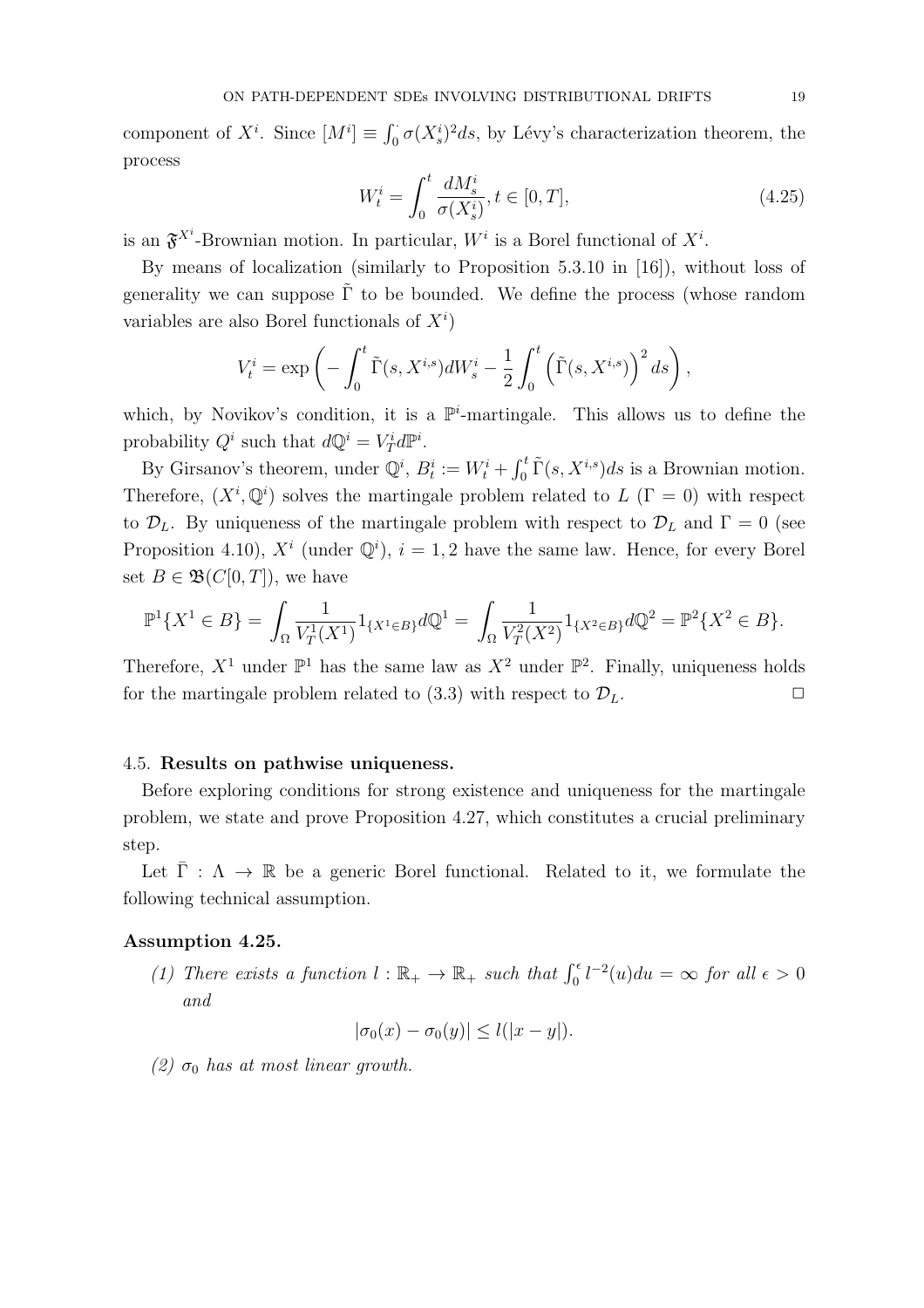component of $X^i$. Since $[M^i] \equiv \int_0^\cdot \sigma(X^i_s)^2 ds$, by Lévy's characterization theorem, the process

$$W^i_t = \int_0^t \frac{dM^i_s}{\sigma(X^i_s)}, t \in [0, T], \tag{4.25}$$

is an $\mathfrak{F}^{X^i}$-Brownian motion. In particular, $W^i$ is a Borel functional of $X^i$.

By means of localization (similarly to Proposition 5.3.10 in [16]), without loss of generality we can suppose $\tilde{\Gamma}$ to be bounded. We define the process (whose random variables are also Borel functionals of $X^i$)

$$V^i_t = \exp\left( - \int_0^t \tilde{\Gamma}(s, X^{i,s}) dW^i_s - \frac{1}{2} \int_0^t \left( \tilde{\Gamma}(s, X^{i,s}) \right)^2 ds \right),$$

which, by Novikov's condition, it is a $\mathbb{P}^i$-martingale. This allows us to define the probability $Q^i$ such that $d\mathbb{Q}^i = V^i_T d\mathbb{P}^i$.

By Girsanov's theorem, under $\mathbb{Q}^i$, $B^i_t := W^i_t + \int_0^t \tilde{\Gamma}(s, X^{i,s}) ds$ is a Brownian motion. Therefore, $(X^i, \mathbb{Q}^i)$ solves the martingale problem related to $L$ ($\Gamma = 0$) with respect to $\mathcal{D}_L$. By uniqueness of the martingale problem with respect to $\mathcal{D}_L$ and $\Gamma = 0$ (see Proposition 4.10), $X^i$ (under $\mathbb{Q}^i$), $i = 1, 2$ have the same law. Hence, for every Borel set $B \in \mathfrak{B}(C[0, T])$, we have

$$\mathbb{P}^1\{X^1 \in B\} = \int_\Omega \frac{1}{V^1_T(X^1)} 1_{\{X^1 \in B\}} d\mathbb{Q}^1 = \int_\Omega \frac{1}{V^2_T(X^2)} 1_{\{X^2 \in B\}} d\mathbb{Q}^2 = \mathbb{P}^2\{X^2 \in B\}.$$

Therefore, $X^1$ under $\mathbb{P}^1$ has the same law as $X^2$ under $\mathbb{P}^2$. Finally, uniqueness holds for the martingale problem related to (3.3) with respect to $\mathcal{D}_L$. $\square$

### 4.5. Results on pathwise uniqueness.

Before exploring conditions for strong existence and uniqueness for the martingale problem, we state and prove Proposition 4.27, which constitutes a crucial preliminary step.

Let $\bar{\Gamma} : \Lambda \to \mathbb{R}$ be a generic Borel functional. Related to it, we formulate the following technical assumption.

**Assumption 4.25.**

*(1) There exists a function $l : \mathbb{R}_+ \to \mathbb{R}_+$ such that $\int_0^\epsilon l^{-2}(u) du = \infty$ for all $\epsilon > 0$ and*

$$|\sigma_0(x) - \sigma_0(y)| \leq l(|x - y|).$$

*(2) $\sigma_0$ has at most linear growth.*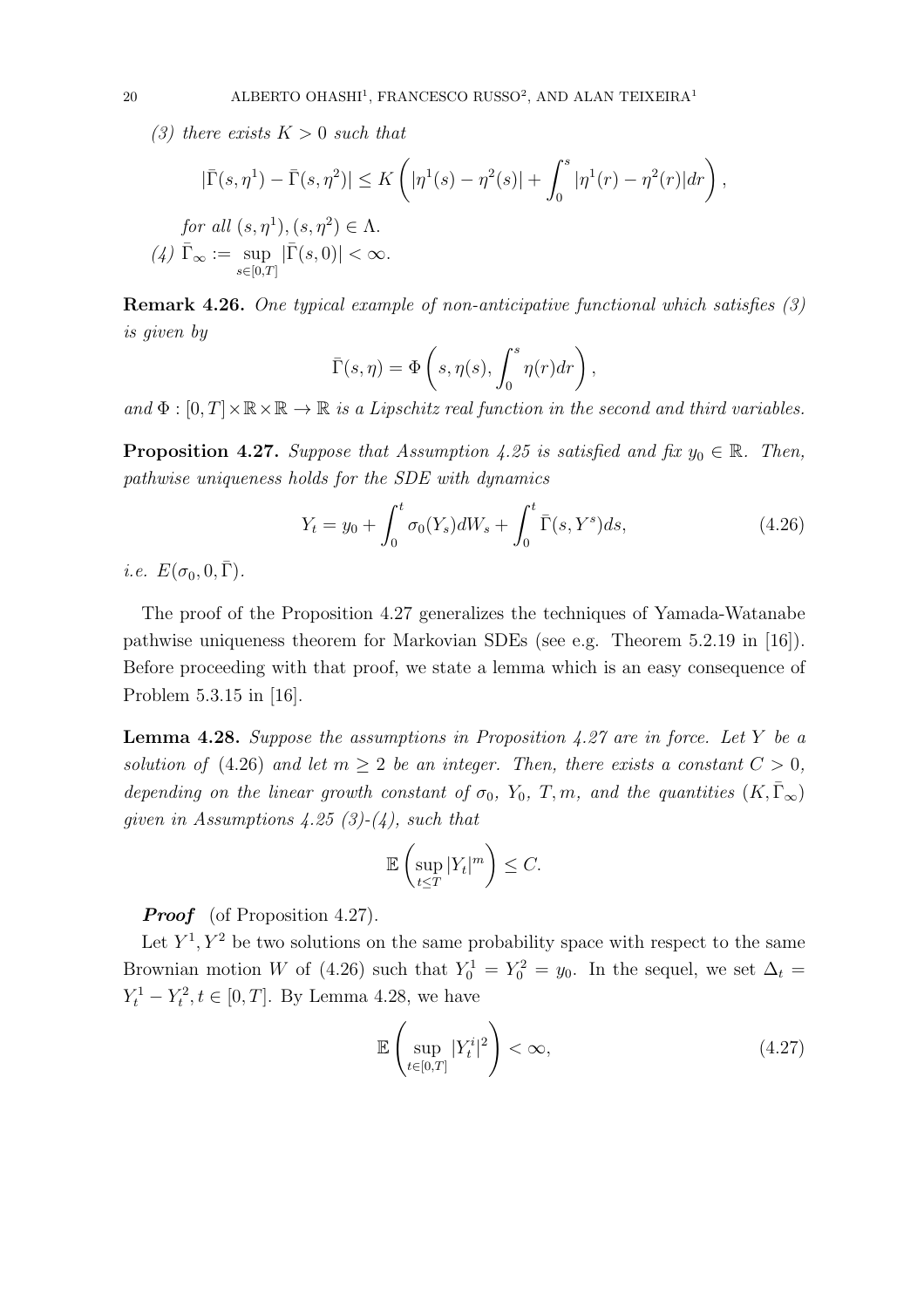*(3) there exists $K > 0$ such that*

$$|\bar{\Gamma}(s, \eta^1) - \bar{\Gamma}(s, \eta^2)| \leq K \left( |\eta^1(s) - \eta^2(s)| + \int_0^s |\eta^1(r) - \eta^2(r)| dr \right),$$

*for all $(s, \eta^1), (s, \eta^2) \in \Lambda$.*

*(4) $\bar{\Gamma}_\infty := \sup_{s \in [0,T]} |\bar{\Gamma}(s, 0)| < \infty$.*

**Remark 4.26.** *One typical example of non-anticipative functional which satisfies (3) is given by*

$$\bar{\Gamma}(s, \eta) = \Phi \left( s, \eta(s), \int_0^s \eta(r) dr \right),$$

*and $\Phi : [0, T] \times \mathbb{R} \times \mathbb{R} \to \mathbb{R}$ is a Lipschitz real function in the second and third variables.*

**Proposition 4.27.** *Suppose that Assumption 4.25 is satisfied and fix $y_0 \in \mathbb{R}$. Then, pathwise uniqueness holds for the SDE with dynamics*

$$Y_t = y_0 + \int_0^t \sigma_0(Y_s) dW_s + \int_0^t \bar{\Gamma}(s, Y^s) ds, \tag{4.26}$$

*i.e. $E(\sigma_0, 0, \bar{\Gamma})$.*

The proof of the Proposition 4.27 generalizes the techniques of Yamada-Watanabe pathwise uniqueness theorem for Markovian SDEs (see e.g. Theorem 5.2.19 in [16]). Before proceeding with that proof, we state a lemma which is an easy consequence of Problem 5.3.15 in [16].

**Lemma 4.28.** *Suppose the assumptions in Proposition 4.27 are in force. Let $Y$ be a solution of (4.26) and let $m \geq 2$ be an integer. Then, there exists a constant $C > 0$, depending on the linear growth constant of $\sigma_0$, $Y_0$, $T, m$, and the quantities $(K, \bar{\Gamma}_\infty)$ given in Assumptions 4.25 (3)-(4), such that*

$$\mathbb{E} \left( \sup_{t \leq T} |Y_t|^m \right) \leq C.$$

***Proof*** (of Proposition 4.27).

Let $Y^1, Y^2$ be two solutions on the same probability space with respect to the same Brownian motion $W$ of (4.26) such that $Y_0^1 = Y_0^2 = y_0$. In the sequel, we set $\Delta_t = Y_t^1 - Y_t^2, t \in [0, T]$. By Lemma 4.28, we have

$$\mathbb{E} \left( \sup_{t \in [0,T]} |Y_t^i|^2 \right) < \infty, \tag{4.27}$$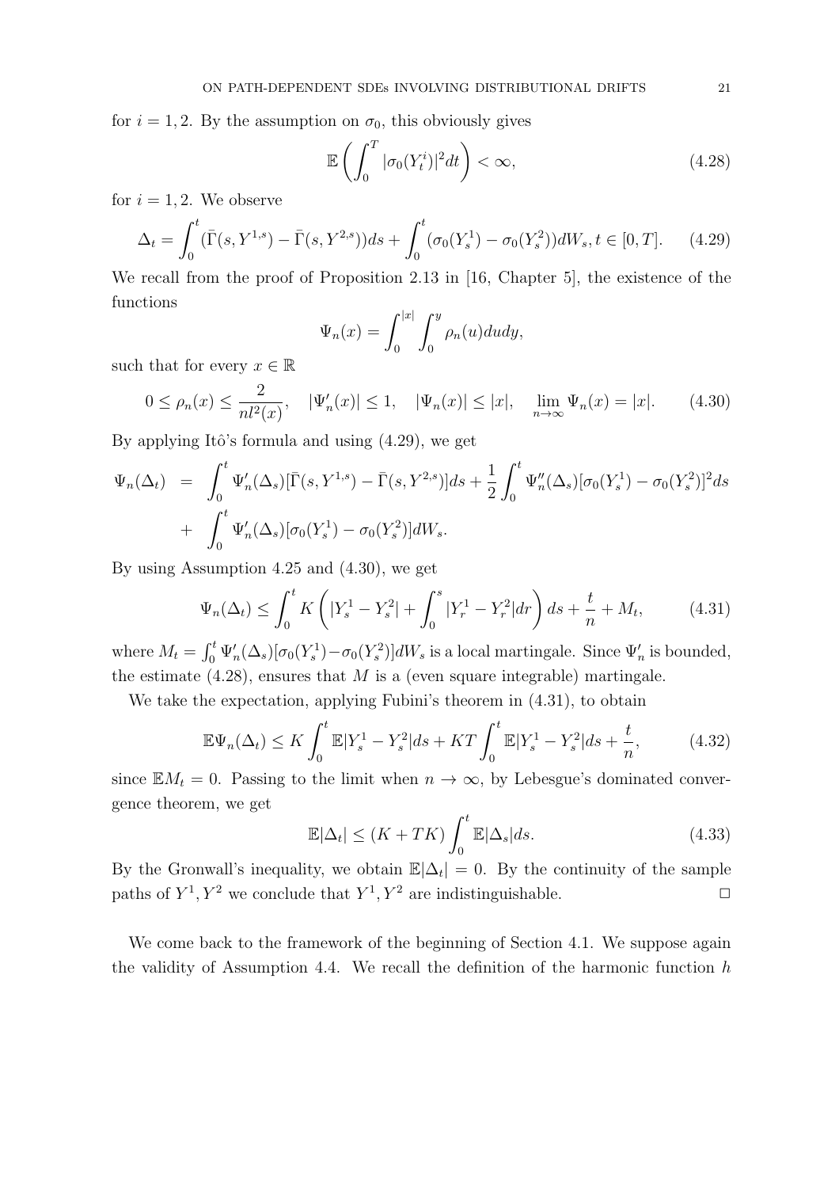for $i = 1, 2$. By the assumption on $\sigma_0$, this obviously gives

$$\mathbb{E}\left(\int_0^T |\sigma_0(Y_t^i)|^2 dt\right) < \infty, \tag{4.28}$$

for $i = 1, 2$. We observe

$$\Delta_t = \int_0^t (\bar{\Gamma}(s, Y^{1,s}) - \bar{\Gamma}(s, Y^{2,s}))ds + \int_0^t (\sigma_0(Y_s^1) - \sigma_0(Y_s^2))dW_s, t \in [0, T]. \tag{4.29}$$

We recall from the proof of Proposition 2.13 in [16, Chapter 5], the existence of the functions

$$\Psi_n(x) = \int_0^{|x|} \int_0^y \rho_n(u) du dy,$$

such that for every $x \in \mathbb{R}$

$$0 \leq \rho_n(x) \leq \frac{2}{nl^2(x)}, \quad |\Psi_n'(x)| \leq 1, \quad |\Psi_n(x)| \leq |x|, \quad \lim_{n \to \infty} \Psi_n(x) = |x|. \tag{4.30}$$

By applying Itô's formula and using (4.29), we get

$$\begin{aligned}
\Psi_n(\Delta_t) &= \int_0^t \Psi_n'(\Delta_s)[\bar{\Gamma}(s, Y^{1,s}) - \bar{\Gamma}(s, Y^{2,s})]ds + \frac{1}{2}\int_0^t \Psi_n''(\Delta_s)[\sigma_0(Y_s^1) - \sigma_0(Y_s^2)]^2 ds \\
&+ \int_0^t \Psi_n'(\Delta_s)[\sigma_0(Y_s^1) - \sigma_0(Y_s^2)]dW_s.
\end{aligned}$$

By using Assumption 4.25 and (4.30), we get

$$\Psi_n(\Delta_t) \leq \int_0^t K\left(|Y_s^1 - Y_s^2| + \int_0^s |Y_r^1 - Y_r^2| dr\right) ds + \frac{t}{n} + M_t, \tag{4.31}$$

where $M_t = \int_0^t \Psi_n'(\Delta_s)[\sigma_0(Y_s^1) - \sigma_0(Y_s^2)]dW_s$ is a local martingale. Since $\Psi_n'$ is bounded, the estimate (4.28), ensures that $M$ is a (even square integrable) martingale.

We take the expectation, applying Fubini's theorem in (4.31), to obtain

$$\mathbb{E}\Psi_n(\Delta_t) \leq K\int_0^t \mathbb{E}|Y_s^1 - Y_s^2| ds + KT\int_0^t \mathbb{E}|Y_s^1 - Y_s^2| ds + \frac{t}{n}, \tag{4.32}$$

since $\mathbb{E}M_t = 0$. Passing to the limit when $n \to \infty$, by Lebesgue's dominated convergence theorem, we get

$$\mathbb{E}|\Delta_t| \leq (K + TK)\int_0^t \mathbb{E}|\Delta_s| ds. \tag{4.33}$$

By the Gronwall's inequality, we obtain $\mathbb{E}|\Delta_t| = 0$. By the continuity of the sample paths of $Y^1, Y^2$ we conclude that $Y^1, Y^2$ are indistinguishable. □

We come back to the framework of the beginning of Section 4.1. We suppose again the validity of Assumption 4.4. We recall the definition of the harmonic function $h$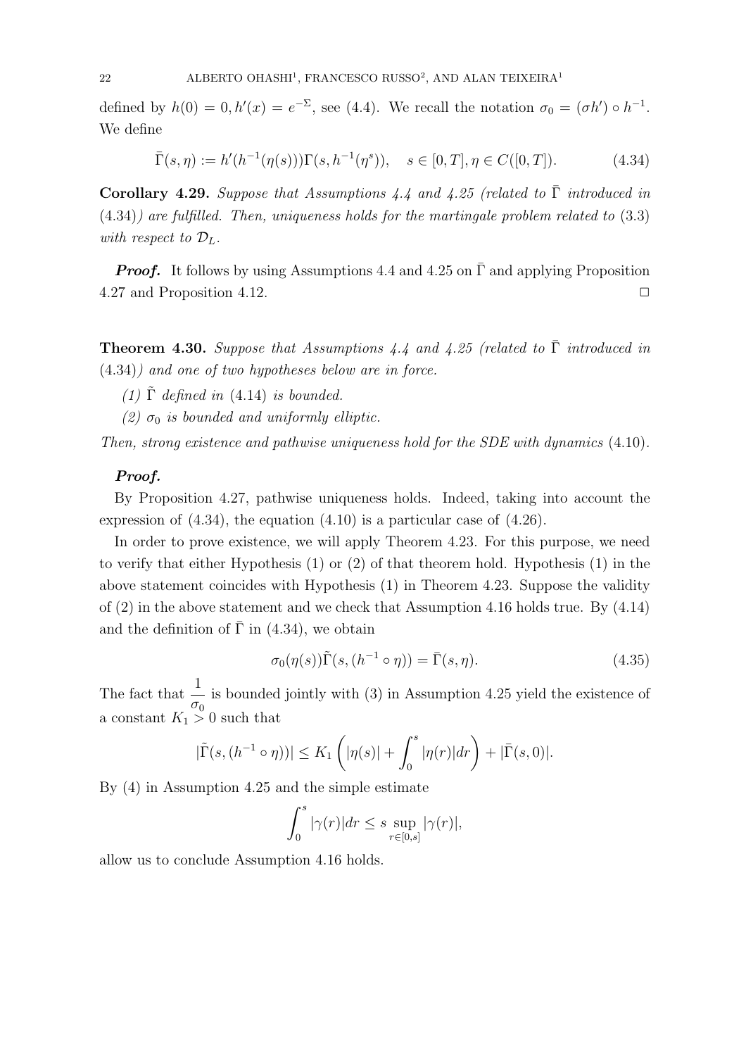defined by $h(0) = 0, h'(x) = e^{-\Sigma}$, see (4.4). We recall the notation $\sigma_0 = (\sigma h') \circ h^{-1}$. We define

$$\bar{\Gamma}(s, \eta) := h'(h^{-1}(\eta(s)))\Gamma(s, h^{-1}(\eta^s)), \quad s \in [0, T], \eta \in C([0, T]). \tag{4.34}$$

**Corollary 4.29.** *Suppose that Assumptions 4.4 and 4.25 (related to $\bar{\Gamma}$ introduced in (4.34)) are fulfilled. Then, uniqueness holds for the martingale problem related to (3.3) with respect to $\mathcal{D}_L$.*

***Proof.*** It follows by using Assumptions 4.4 and 4.25 on $\bar{\Gamma}$ and applying Proposition 4.27 and Proposition 4.12. $\square$

**Theorem 4.30.** *Suppose that Assumptions 4.4 and 4.25 (related to $\bar{\Gamma}$ introduced in (4.34)) and one of two hypotheses below are in force.*

*(1) $\tilde{\Gamma}$ defined in (4.14) is bounded.*

*(2) $\sigma_0$ is bounded and uniformly elliptic.*

*Then, strong existence and pathwise uniqueness hold for the SDE with dynamics (4.10).*

***Proof.***

By Proposition 4.27, pathwise uniqueness holds. Indeed, taking into account the expression of (4.34), the equation (4.10) is a particular case of (4.26).

In order to prove existence, we will apply Theorem 4.23. For this purpose, we need to verify that either Hypothesis (1) or (2) of that theorem hold. Hypothesis (1) in the above statement coincides with Hypothesis (1) in Theorem 4.23. Suppose the validity of (2) in the above statement and we check that Assumption 4.16 holds true. By (4.14) and the definition of $\bar{\Gamma}$ in (4.34), we obtain

$$\sigma_0(\eta(s))\tilde{\Gamma}(s, (h^{-1} \circ \eta)) = \bar{\Gamma}(s, \eta). \tag{4.35}$$

The fact that $\dfrac{1}{\sigma_0}$ is bounded jointly with (3) in Assumption 4.25 yield the existence of a constant $K_1 > 0$ such that

$$|\tilde{\Gamma}(s, (h^{-1} \circ \eta))| \leq K_1 \left( |\eta(s)| + \int_0^s |\eta(r)| dr \right) + |\bar{\Gamma}(s, 0)|.$$

By (4) in Assumption 4.25 and the simple estimate

$$\int_0^s |\gamma(r)| dr \leq s \sup_{r \in [0,s]} |\gamma(r)|,$$

allow us to conclude Assumption 4.16 holds.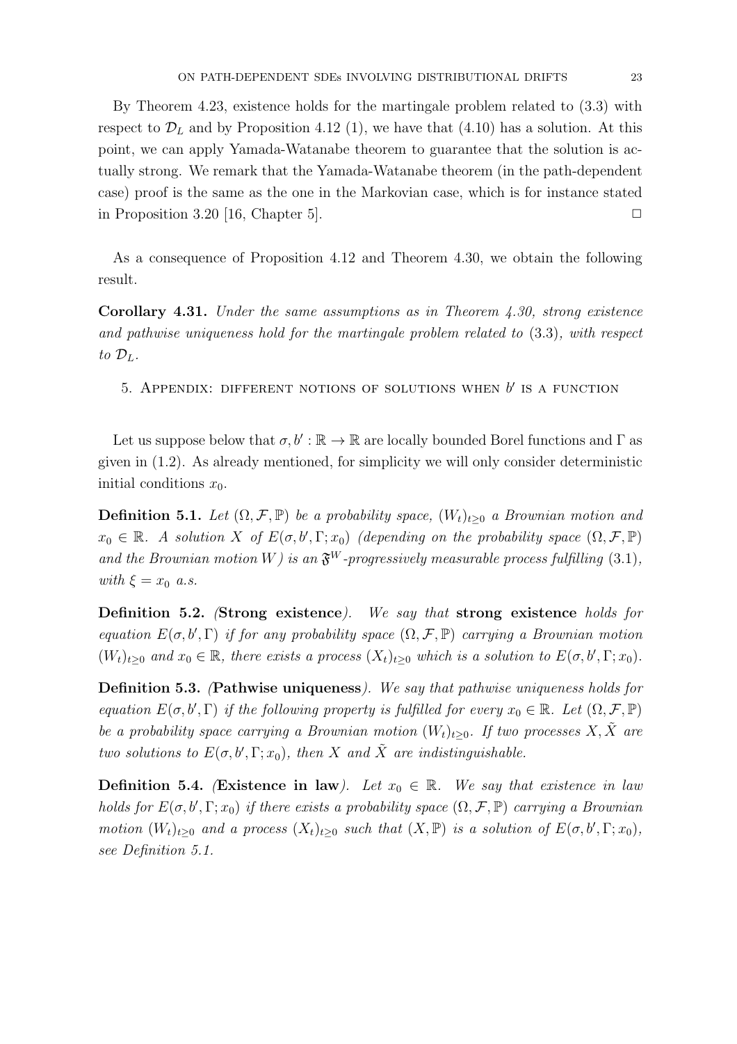By Theorem 4.23, existence holds for the martingale problem related to (3.3) with respect to $\mathcal{D}_L$ and by Proposition 4.12 (1), we have that (4.10) has a solution. At this point, we can apply Yamada-Watanabe theorem to guarantee that the solution is actually strong. We remark that the Yamada-Watanabe theorem (in the path-dependent case) proof is the same as the one in the Markovian case, which is for instance stated in Proposition 3.20 [16, Chapter 5]. $\square$

As a consequence of Proposition 4.12 and Theorem 4.30, we obtain the following result.

**Corollary 4.31.** *Under the same assumptions as in Theorem 4.30, strong existence and pathwise uniqueness hold for the martingale problem related to* (3.3)*, with respect to* $\mathcal{D}_L$.

## 5. Appendix: different notions of solutions when $b'$ is a function

Let us suppose below that $\sigma, b' : \mathbb{R} \to \mathbb{R}$ are locally bounded Borel functions and $\Gamma$ as given in (1.2). As already mentioned, for simplicity we will only consider deterministic initial conditions $x_0$.

**Definition 5.1.** *Let* $(\Omega, \mathcal{F}, \mathbb{P})$ *be a probability space,* $(W_t)_{t\geq 0}$ *a Brownian motion and* $x_0 \in \mathbb{R}$*. A solution* $X$ *of* $E(\sigma, b', \Gamma; x_0)$ *(depending on the probability space* $(\Omega, \mathcal{F}, \mathbb{P})$ *and the Brownian motion* $W$*) is an* $\mathfrak{F}^W$*-progressively measurable process fulfilling* (3.1)*, with* $\xi = x_0$ *a.s.*

**Definition 5.2.** *(***Strong existence***). We say that* **strong existence** *holds for equation* $E(\sigma, b', \Gamma)$ *if for any probability space* $(\Omega, \mathcal{F}, \mathbb{P})$ *carrying a Brownian motion* $(W_t)_{t\geq 0}$ *and* $x_0 \in \mathbb{R}$*, there exists a process* $(X_t)_{t\geq 0}$ *which is a solution to* $E(\sigma, b', \Gamma; x_0)$*.*

**Definition 5.3.** *(***Pathwise uniqueness***). We say that pathwise uniqueness holds for equation* $E(\sigma, b', \Gamma)$ *if the following property is fulfilled for every* $x_0 \in \mathbb{R}$*. Let* $(\Omega, \mathcal{F}, \mathbb{P})$ *be a probability space carrying a Brownian motion* $(W_t)_{t\geq 0}$*. If two processes* $X, \tilde{X}$ *are two solutions to* $E(\sigma, b', \Gamma; x_0)$*, then* $X$ *and* $\tilde{X}$ *are indistinguishable.*

**Definition 5.4.** *(***Existence in law***). Let* $x_0 \in \mathbb{R}$*. We say that existence in law holds for* $E(\sigma, b', \Gamma; x_0)$ *if there exists a probability space* $(\Omega, \mathcal{F}, \mathbb{P})$ *carrying a Brownian motion* $(W_t)_{t\geq 0}$ *and a process* $(X_t)_{t\geq 0}$ *such that* $(X, \mathbb{P})$ *is a solution of* $E(\sigma, b', \Gamma; x_0)$*, see Definition 5.1.*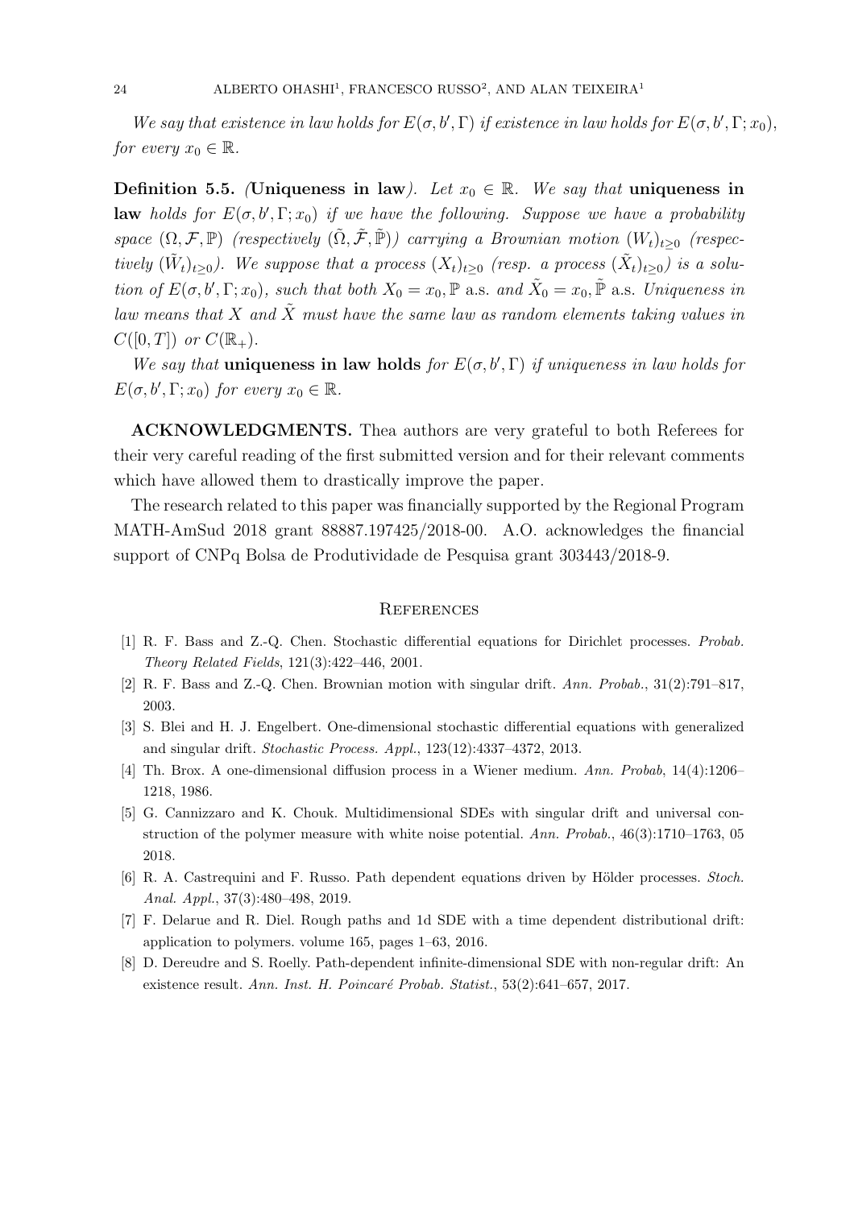*We say that existence in law holds for $E(\sigma, b', \Gamma)$ if existence in law holds for $E(\sigma, b', \Gamma; x_0)$, for every $x_0 \in \mathbb{R}$.*

**Definition 5.5.** *(**Uniqueness in law**). Let $x_0 \in \mathbb{R}$. We say that **uniqueness in law** holds for $E(\sigma, b', \Gamma; x_0)$ if we have the following. Suppose we have a probability space $(\Omega, \mathcal{F}, \mathbb{P})$ (respectively $(\tilde{\Omega}, \tilde{\mathcal{F}}, \tilde{\mathbb{P}})$) carrying a Brownian motion $(W_t)_{t\geq 0}$ (respectively $(\tilde{W}_t)_{t\geq 0}$). We suppose that a process $(X_t)_{t\geq 0}$ (resp. a process $(\tilde{X}_t)_{t\geq 0}$) is a solution of $E(\sigma, b', \Gamma; x_0)$, such that both $X_0 = x_0, \mathbb{P}$ a.s. and $\tilde{X}_0 = x_0, \tilde{\mathbb{P}}$ a.s. Uniqueness in law means that $X$ and $\tilde{X}$ must have the same law as random elements taking values in $C([0,T])$ or $C(\mathbb{R}_+)$.*

*We say that **uniqueness in law holds** for $E(\sigma, b', \Gamma)$ if uniqueness in law holds for $E(\sigma, b', \Gamma; x_0)$ for every $x_0 \in \mathbb{R}$.*

**ACKNOWLEDGMENTS.** Thea authors are very grateful to both Referees for their very careful reading of the first submitted version and for their relevant comments which have allowed them to drastically improve the paper.

The research related to this paper was financially supported by the Regional Program MATH-AmSud 2018 grant 88887.197425/2018-00. A.O. acknowledges the financial support of CNPq Bolsa de Produtividade de Pesquisa grant 303443/2018-9.

## References

[1] R. F. Bass and Z.-Q. Chen. Stochastic differential equations for Dirichlet processes. *Probab. Theory Related Fields*, 121(3):422–446, 2001.

[2] R. F. Bass and Z.-Q. Chen. Brownian motion with singular drift. *Ann. Probab.*, 31(2):791–817, 2003.

[3] S. Blei and H. J. Engelbert. One-dimensional stochastic differential equations with generalized and singular drift. *Stochastic Process. Appl.*, 123(12):4337–4372, 2013.

[4] Th. Brox. A one-dimensional diffusion process in a Wiener medium. *Ann. Probab*, 14(4):1206–1218, 1986.

[5] G. Cannizzaro and K. Chouk. Multidimensional SDEs with singular drift and universal construction of the polymer measure with white noise potential. *Ann. Probab.*, 46(3):1710–1763, 05 2018.

[6] R. A. Castrequini and F. Russo. Path dependent equations driven by Hölder processes. *Stoch. Anal. Appl.*, 37(3):480–498, 2019.

[7] F. Delarue and R. Diel. Rough paths and 1d SDE with a time dependent distributional drift: application to polymers. volume 165, pages 1–63, 2016.

[8] D. Dereudre and S. Roelly. Path-dependent infinite-dimensional SDE with non-regular drift: An existence result. *Ann. Inst. H. Poincaré Probab. Statist.*, 53(2):641–657, 2017.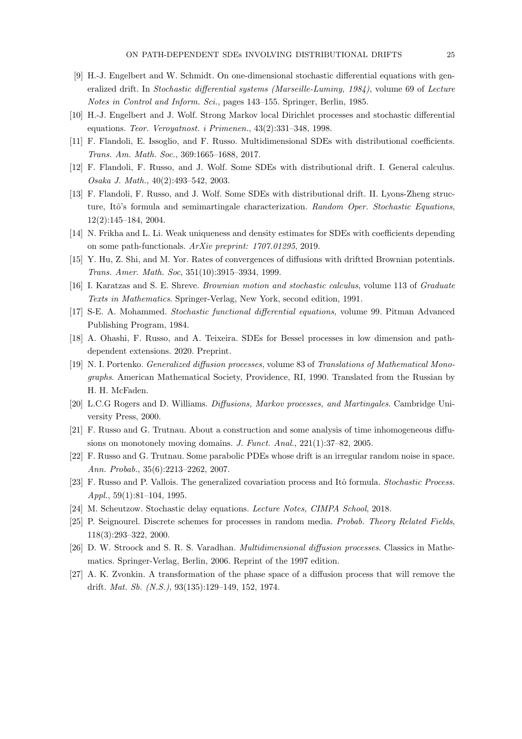[9] H.-J. Engelbert and W. Schmidt. On one-dimensional stochastic differential equations with generalized drift. In *Stochastic differential systems (Marseille-Luminy, 1984)*, volume 69 of *Lecture Notes in Control and Inform. Sci.*, pages 143–155. Springer, Berlin, 1985.

[10] H.-J. Engelbert and J. Wolf. Strong Markov local Dirichlet processes and stochastic differential equations. *Teor. Veroyatnost. i Primenen.*, 43(2):331–348, 1998.

[11] F. Flandoli, E. Issoglio, and F. Russo. Multidimensional SDEs with distributional coefficients. *Trans. Am. Math. Soc.*, 369:1665–1688, 2017.

[12] F. Flandoli, F. Russo, and J. Wolf. Some SDEs with distributional drift. I. General calculus. *Osaka J. Math.*, 40(2):493–542, 2003.

[13] F. Flandoli, F. Russo, and J. Wolf. Some SDEs with distributional drift. II. Lyons-Zheng structure, Itô's formula and semimartingale characterization. *Random Oper. Stochastic Equations*, 12(2):145–184, 2004.

[14] N. Frikha and L. Li. Weak uniqueness and density estimates for SDEs with coefficients depending on some path-functionals. *ArXiv preprint: 1707.01295*, 2019.

[15] Y. Hu, Z. Shi, and M. Yor. Rates of convergences of diffusions with driftted Brownian potentials. *Trans. Amer. Math. Soc*, 351(10):3915–3934, 1999.

[16] I. Karatzas and S. E. Shreve. *Brownian motion and stochastic calculus*, volume 113 of *Graduate Texts in Mathematics*. Springer-Verlag, New York, second edition, 1991.

[17] S-E. A. Mohammed. *Stochastic functional differential equations*, volume 99. Pitman Advanced Publishing Program, 1984.

[18] A. Ohashi, F. Russo, and A. Teixeira. SDEs for Bessel processes in low dimension and path-dependent extensions. 2020. Preprint.

[19] N. I. Portenko. *Generalized diffusion processes*, volume 83 of *Translations of Mathematical Monographs*. American Mathematical Society, Providence, RI, 1990. Translated from the Russian by H. H. McFaden.

[20] L.C.G Rogers and D. Williams. *Diffusions, Markov processes, and Martingales*. Cambridge University Press, 2000.

[21] F. Russo and G. Trutnau. About a construction and some analysis of time inhomogeneous diffusions on monotonely moving domains. *J. Funct. Anal.*, 221(1):37–82, 2005.

[22] F. Russo and G. Trutnau. Some parabolic PDEs whose drift is an irregular random noise in space. *Ann. Probab.*, 35(6):2213–2262, 2007.

[23] F. Russo and P. Vallois. The generalized covariation process and Itô formula. *Stochastic Process. Appl.*, 59(1):81–104, 1995.

[24] M. Scheutzow. Stochastic delay equations. *Lecture Notes, CIMPA School*, 2018.

[25] P. Seignourel. Discrete schemes for processes in random media. *Probab. Theory Related Fields*, 118(3):293–322, 2000.

[26] D. W. Stroock and S. R. S. Varadhan. *Multidimensional diffusion processes*. Classics in Mathematics. Springer-Verlag, Berlin, 2006. Reprint of the 1997 edition.

[27] A. K. Zvonkin. A transformation of the phase space of a diffusion process that will remove the drift. *Mat. Sb. (N.S.)*, 93(135):129–149, 152, 1974.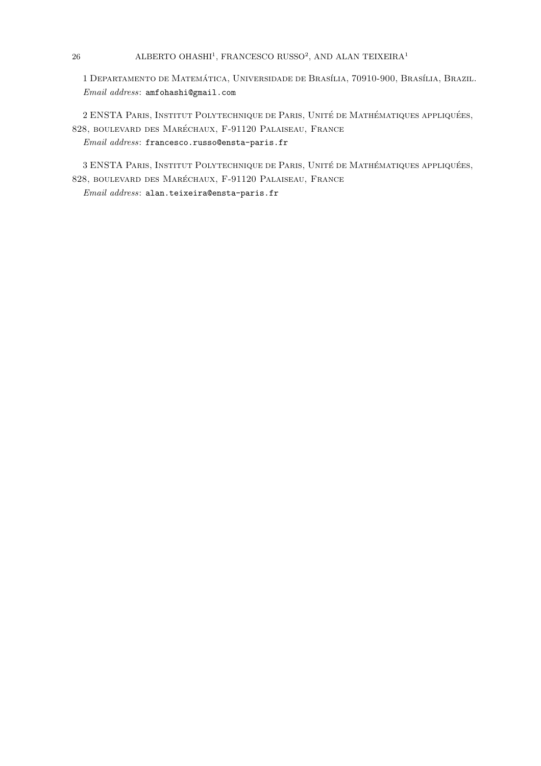1 Departamento de Matemática, Universidade de Brasília, 70910-900, Brasília, Brazil.
*Email address*: amfohashi@gmail.com

2 ENSTA Paris, Institut Polytechnique de Paris, Unité de Mathématiques appliquées, 828, boulevard des Maréchaux, F-91120 Palaiseau, France
*Email address*: francesco.russo@ensta-paris.fr

3 ENSTA Paris, Institut Polytechnique de Paris, Unité de Mathématiques appliquées, 828, boulevard des Maréchaux, F-91120 Palaiseau, France
*Email address*: alan.teixeira@ensta-paris.fr